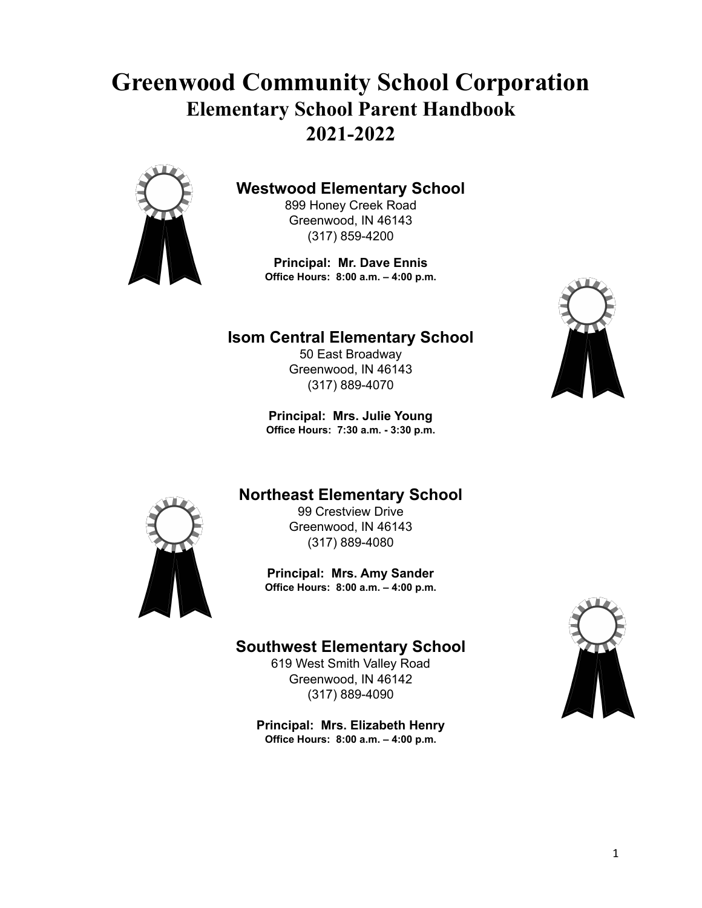# Greenwood Community School Corporation

## Elementary School Parent Handbook

## 2021-2022

### Westwood Elementary School

899 Honey Creek Road
Greenwood, IN 46143
(317) 859-4200

**Principal: Mr. Dave Ennis**
**Office Hours: 8:00 a.m. – 4:00 p.m.**

### Isom Central Elementary School

50 East Broadway
Greenwood, IN 46143
(317) 889-4070

**Principal: Mrs. Julie Young**
**Office Hours: 7:30 a.m. - 3:30 p.m.**

### Northeast Elementary School

99 Crestview Drive
Greenwood, IN 46143
(317) 889-4080

**Principal: Mrs. Amy Sander**
**Office Hours: 8:00 a.m. – 4:00 p.m.**

### Southwest Elementary School

619 West Smith Valley Road
Greenwood, IN 46142
(317) 889-4090

**Principal: Mrs. Elizabeth Henry**
**Office Hours: 8:00 a.m. – 4:00 p.m.**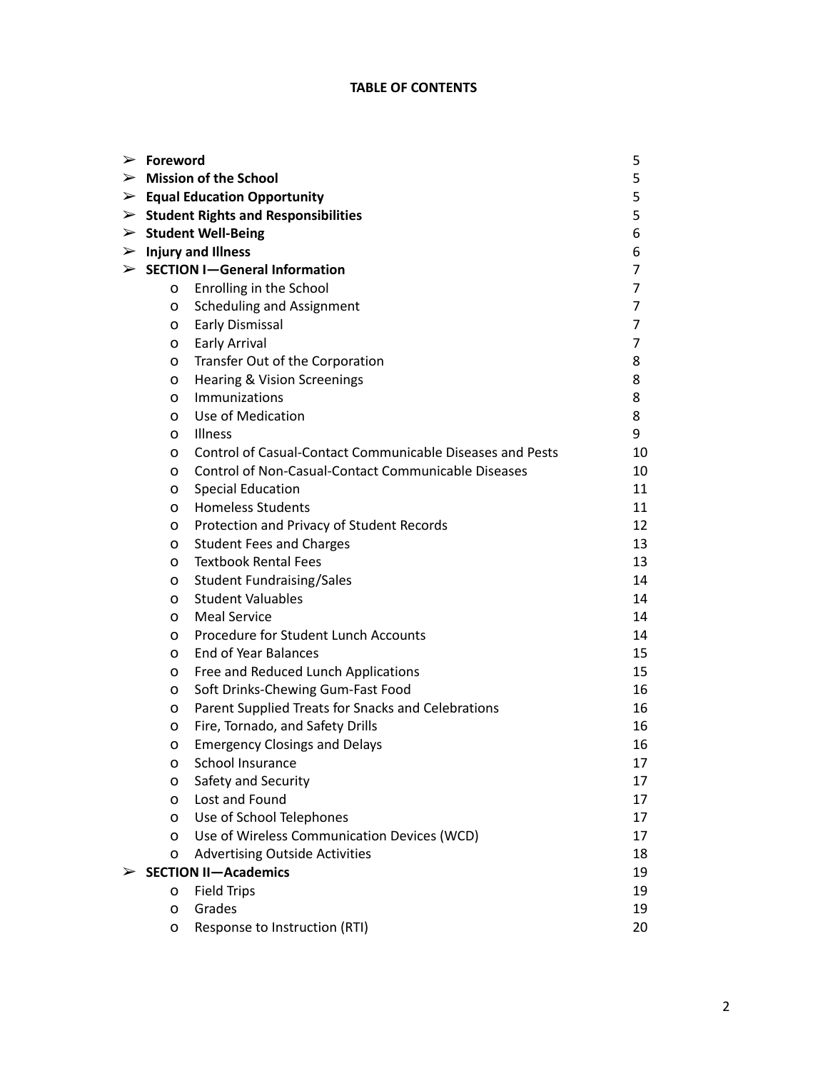**TABLE OF CONTENTS**

- **Foreword** 5
- **Mission of the School** 5
- **Equal Education Opportunity** 5
- **Student Rights and Responsibilities** 5
- **Student Well-Being** 6
- **Injury and Illness** 6
- **SECTION I—General Information** 7
  - Enrolling in the School 7
  - Scheduling and Assignment 7
  - Early Dismissal 7
  - Early Arrival 7
  - Transfer Out of the Corporation 8
  - Hearing & Vision Screenings 8
  - Immunizations 8
  - Use of Medication 8
  - Illness 9
  - Control of Casual-Contact Communicable Diseases and Pests 10
  - Control of Non-Casual-Contact Communicable Diseases 10
  - Special Education 11
  - Homeless Students 11
  - Protection and Privacy of Student Records 12
  - Student Fees and Charges 13
  - Textbook Rental Fees 13
  - Student Fundraising/Sales 14
  - Student Valuables 14
  - Meal Service 14
  - Procedure for Student Lunch Accounts 14
  - End of Year Balances 15
  - Free and Reduced Lunch Applications 15
  - Soft Drinks-Chewing Gum-Fast Food 16
  - Parent Supplied Treats for Snacks and Celebrations 16
  - Fire, Tornado, and Safety Drills 16
  - Emergency Closings and Delays 16
  - School Insurance 17
  - Safety and Security 17
  - Lost and Found 17
  - Use of School Telephones 17
  - Use of Wireless Communication Devices (WCD) 17
  - Advertising Outside Activities 18
- **SECTION II—Academics** 19
  - Field Trips 19
  - Grades 19
  - Response to Instruction (RTI) 20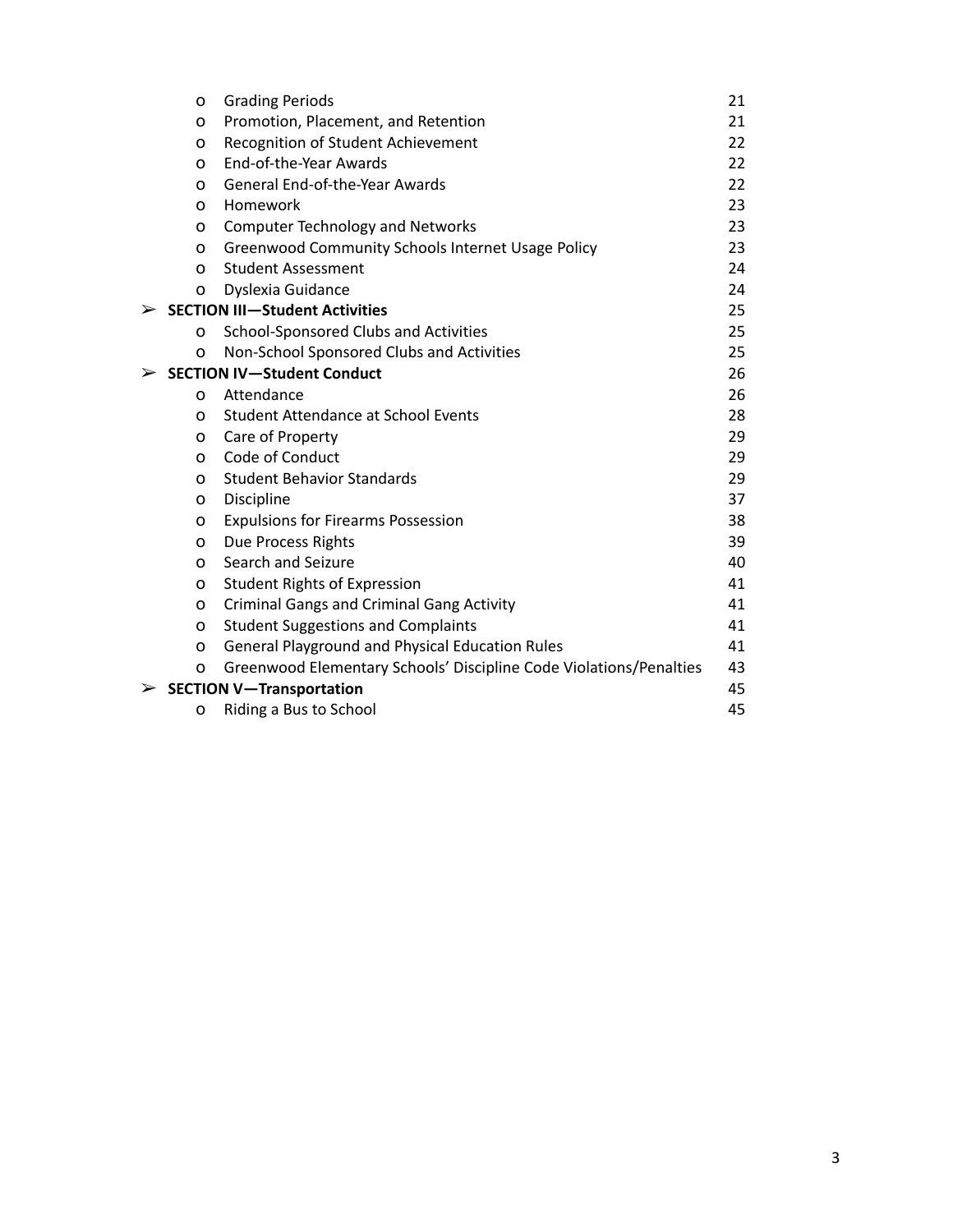- Grading Periods 21
- Promotion, Placement, and Retention 21
- Recognition of Student Achievement 22
- End-of-the-Year Awards 22
- General End-of-the-Year Awards 22
- Homework 23
- Computer Technology and Networks 23
- Greenwood Community Schools Internet Usage Policy 23
- Student Assessment 24
- Dyslexia Guidance 24

➢ **SECTION III—Student Activities** 25

- School-Sponsored Clubs and Activities 25
- Non-School Sponsored Clubs and Activities 25

➢ **SECTION IV—Student Conduct** 26

- Attendance 26
- Student Attendance at School Events 28
- Care of Property 29
- Code of Conduct 29
- Student Behavior Standards 29
- Discipline 37
- Expulsions for Firearms Possession 38
- Due Process Rights 39
- Search and Seizure 40
- Student Rights of Expression 41
- Criminal Gangs and Criminal Gang Activity 41
- Student Suggestions and Complaints 41
- General Playground and Physical Education Rules 41
- Greenwood Elementary Schools' Discipline Code Violations/Penalties 43

➢ **SECTION V—Transportation** 45

- Riding a Bus to School 45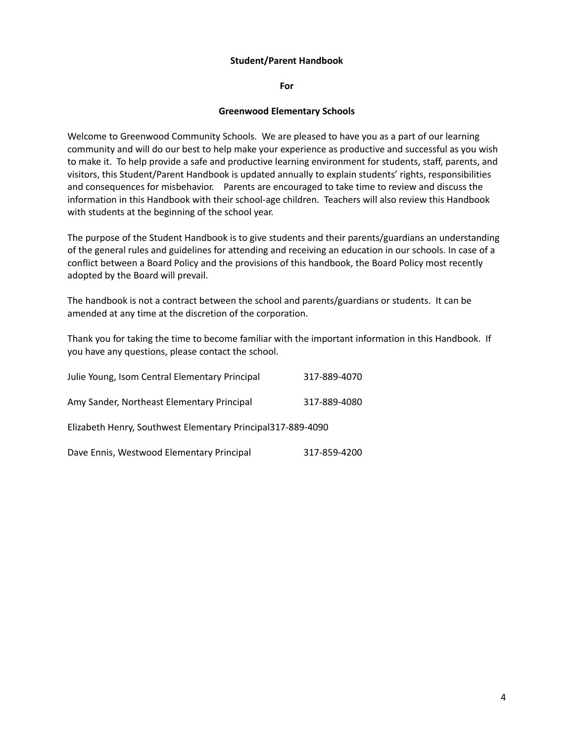**Student/Parent Handbook**

**For**

**Greenwood Elementary Schools**

Welcome to Greenwood Community Schools. We are pleased to have you as a part of our learning community and will do our best to help make your experience as productive and successful as you wish to make it. To help provide a safe and productive learning environment for students, staff, parents, and visitors, this Student/Parent Handbook is updated annually to explain students' rights, responsibilities and consequences for misbehavior. Parents are encouraged to take time to review and discuss the information in this Handbook with their school-age children. Teachers will also review this Handbook with students at the beginning of the school year.

The purpose of the Student Handbook is to give students and their parents/guardians an understanding of the general rules and guidelines for attending and receiving an education in our schools. In case of a conflict between a Board Policy and the provisions of this handbook, the Board Policy most recently adopted by the Board will prevail.

The handbook is not a contract between the school and parents/guardians or students. It can be amended at any time at the discretion of the corporation.

Thank you for taking the time to become familiar with the important information in this Handbook. If you have any questions, please contact the school.

Julie Young, Isom Central Elementary Principal 317-889-4070

Amy Sander, Northeast Elementary Principal 317-889-4080

Elizabeth Henry, Southwest Elementary Principal 317-889-4090

Dave Ennis, Westwood Elementary Principal 317-859-4200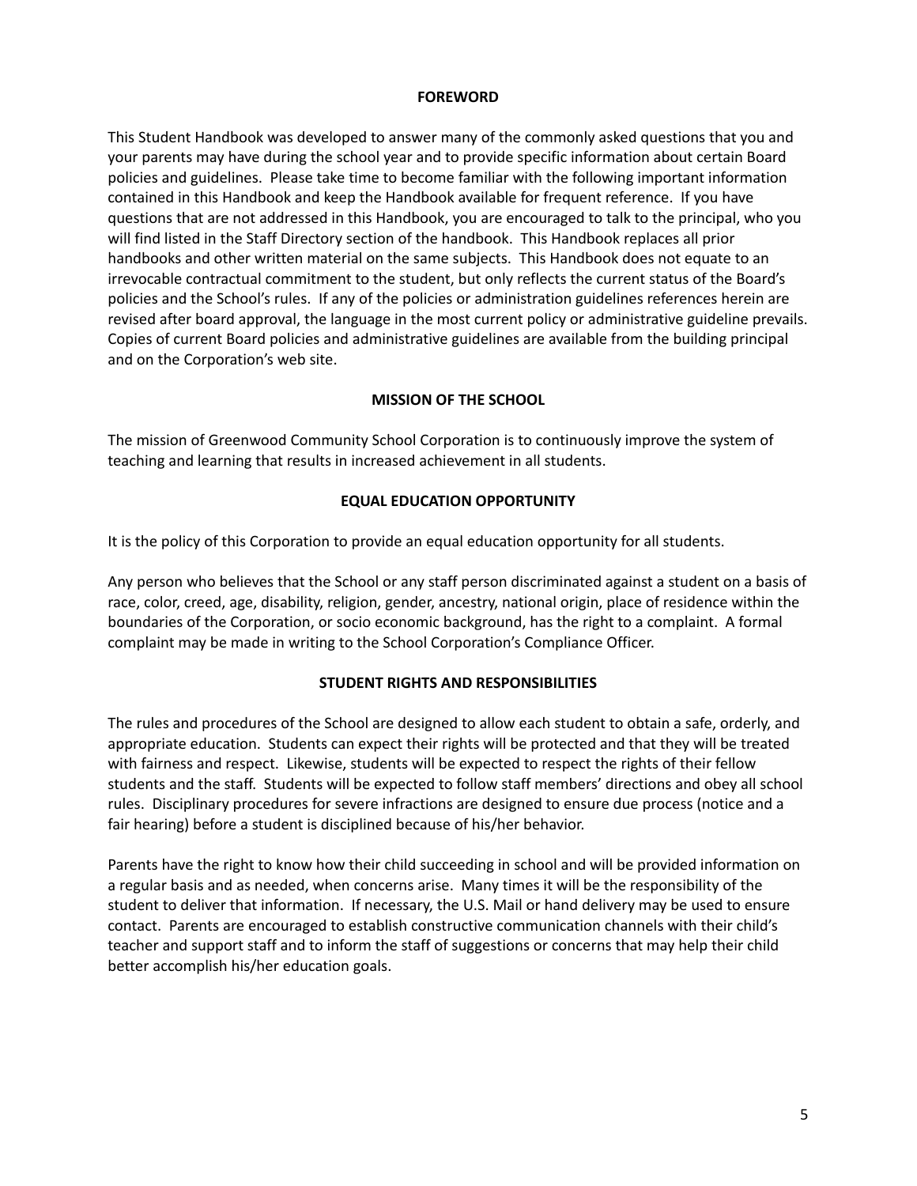## FOREWORD

This Student Handbook was developed to answer many of the commonly asked questions that you and your parents may have during the school year and to provide specific information about certain Board policies and guidelines. Please take time to become familiar with the following important information contained in this Handbook and keep the Handbook available for frequent reference. If you have questions that are not addressed in this Handbook, you are encouraged to talk to the principal, who you will find listed in the Staff Directory section of the handbook. This Handbook replaces all prior handbooks and other written material on the same subjects. This Handbook does not equate to an irrevocable contractual commitment to the student, but only reflects the current status of the Board's policies and the School's rules. If any of the policies or administration guidelines references herein are revised after board approval, the language in the most current policy or administrative guideline prevails. Copies of current Board policies and administrative guidelines are available from the building principal and on the Corporation's web site.

## MISSION OF THE SCHOOL

The mission of Greenwood Community School Corporation is to continuously improve the system of teaching and learning that results in increased achievement in all students.

## EQUAL EDUCATION OPPORTUNITY

It is the policy of this Corporation to provide an equal education opportunity for all students.

Any person who believes that the School or any staff person discriminated against a student on a basis of race, color, creed, age, disability, religion, gender, ancestry, national origin, place of residence within the boundaries of the Corporation, or socio economic background, has the right to a complaint. A formal complaint may be made in writing to the School Corporation's Compliance Officer.

## STUDENT RIGHTS AND RESPONSIBILITIES

The rules and procedures of the School are designed to allow each student to obtain a safe, orderly, and appropriate education. Students can expect their rights will be protected and that they will be treated with fairness and respect. Likewise, students will be expected to respect the rights of their fellow students and the staff. Students will be expected to follow staff members' directions and obey all school rules. Disciplinary procedures for severe infractions are designed to ensure due process (notice and a fair hearing) before a student is disciplined because of his/her behavior.

Parents have the right to know how their child succeeding in school and will be provided information on a regular basis and as needed, when concerns arise. Many times it will be the responsibility of the student to deliver that information. If necessary, the U.S. Mail or hand delivery may be used to ensure contact. Parents are encouraged to establish constructive communication channels with their child's teacher and support staff and to inform the staff of suggestions or concerns that may help their child better accomplish his/her education goals.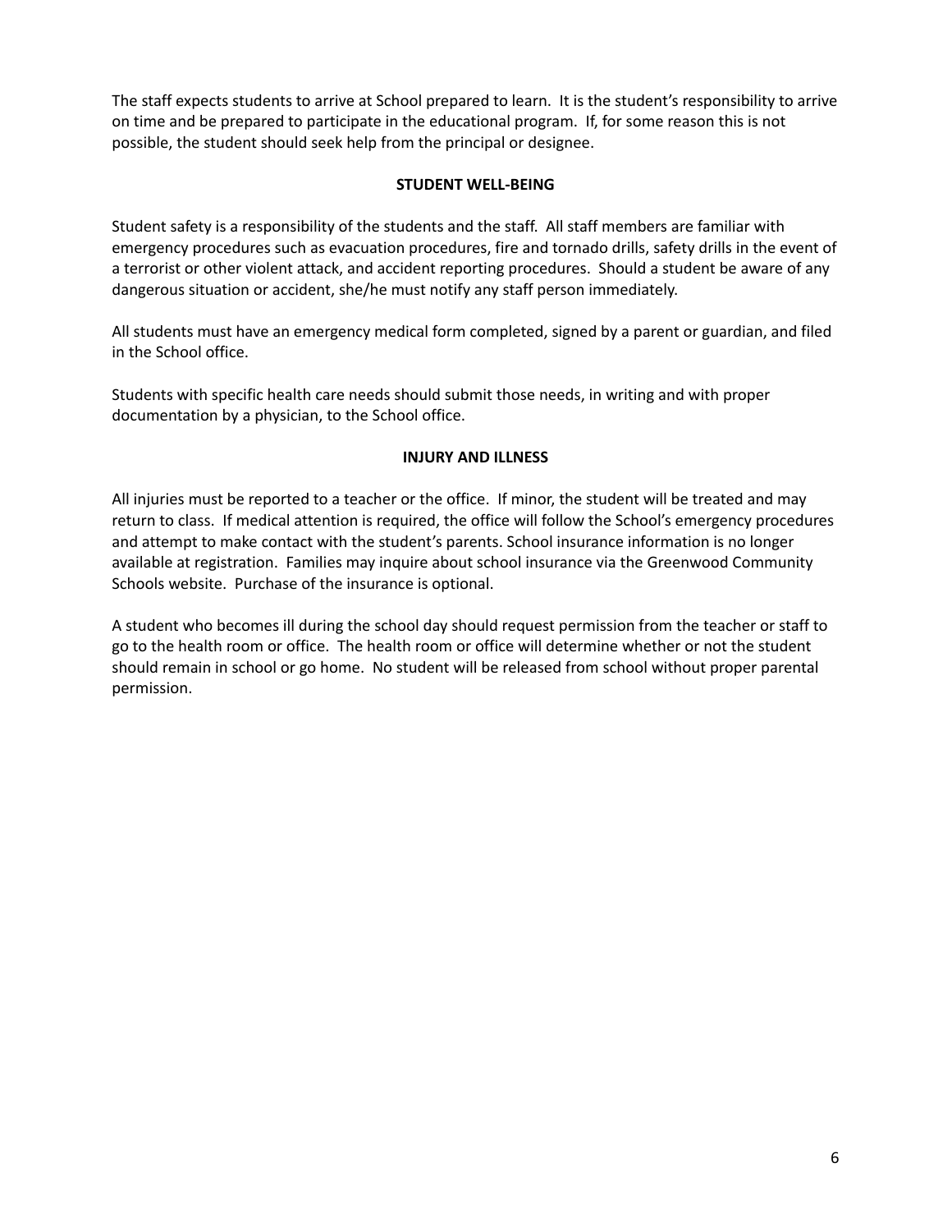The staff expects students to arrive at School prepared to learn. It is the student's responsibility to arrive on time and be prepared to participate in the educational program. If, for some reason this is not possible, the student should seek help from the principal or designee.

## STUDENT WELL-BEING

Student safety is a responsibility of the students and the staff. All staff members are familiar with emergency procedures such as evacuation procedures, fire and tornado drills, safety drills in the event of a terrorist or other violent attack, and accident reporting procedures. Should a student be aware of any dangerous situation or accident, she/he must notify any staff person immediately.

All students must have an emergency medical form completed, signed by a parent or guardian, and filed in the School office.

Students with specific health care needs should submit those needs, in writing and with proper documentation by a physician, to the School office.

## INJURY AND ILLNESS

All injuries must be reported to a teacher or the office. If minor, the student will be treated and may return to class. If medical attention is required, the office will follow the School's emergency procedures and attempt to make contact with the student's parents. School insurance information is no longer available at registration. Families may inquire about school insurance via the Greenwood Community Schools website. Purchase of the insurance is optional.

A student who becomes ill during the school day should request permission from the teacher or staff to go to the health room or office. The health room or office will determine whether or not the student should remain in school or go home. No student will be released from school without proper parental permission.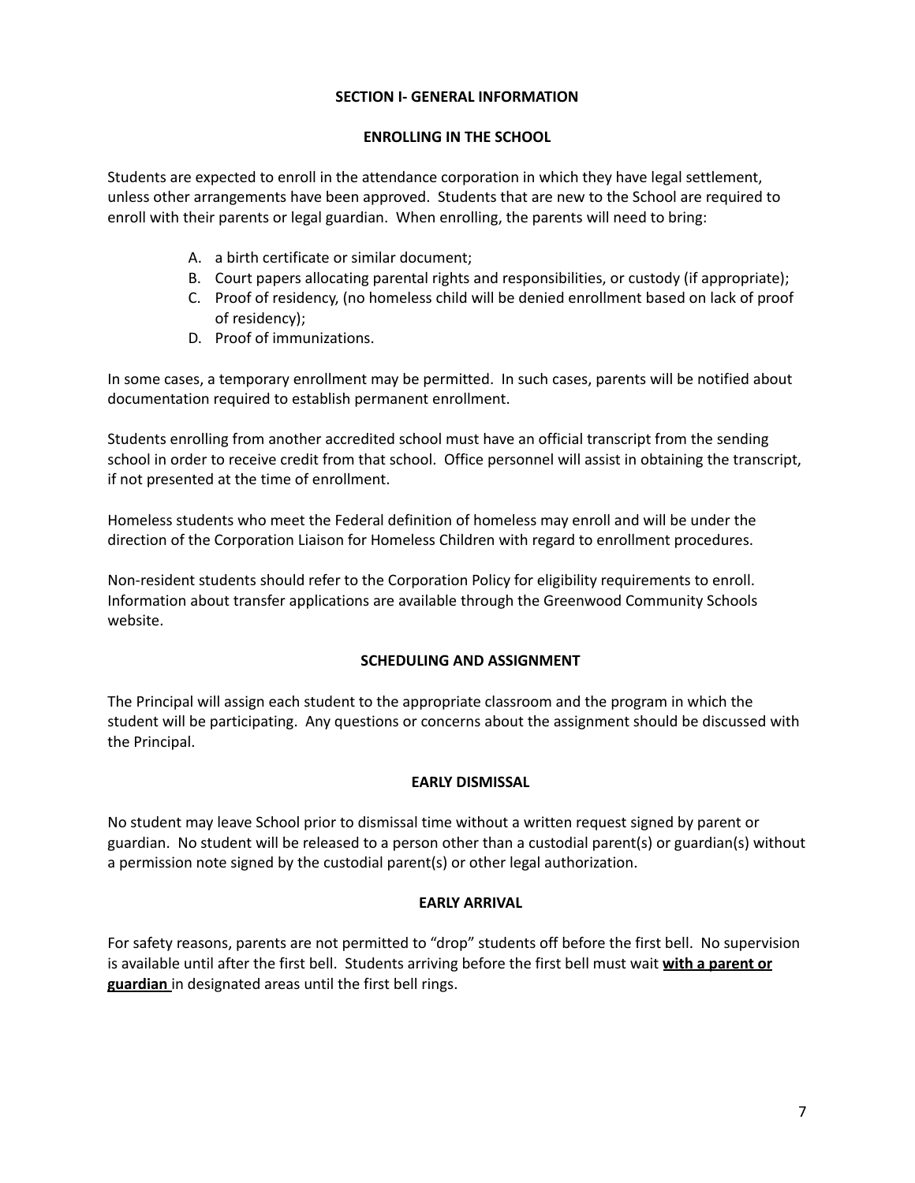## SECTION I- GENERAL INFORMATION

### ENROLLING IN THE SCHOOL

Students are expected to enroll in the attendance corporation in which they have legal settlement, unless other arrangements have been approved. Students that are new to the School are required to enroll with their parents or legal guardian. When enrolling, the parents will need to bring:

A. a birth certificate or similar document;
B. Court papers allocating parental rights and responsibilities, or custody (if appropriate);
C. Proof of residency, (no homeless child will be denied enrollment based on lack of proof of residency);
D. Proof of immunizations.

In some cases, a temporary enrollment may be permitted. In such cases, parents will be notified about documentation required to establish permanent enrollment.

Students enrolling from another accredited school must have an official transcript from the sending school in order to receive credit from that school. Office personnel will assist in obtaining the transcript, if not presented at the time of enrollment.

Homeless students who meet the Federal definition of homeless may enroll and will be under the direction of the Corporation Liaison for Homeless Children with regard to enrollment procedures.

Non-resident students should refer to the Corporation Policy for eligibility requirements to enroll. Information about transfer applications are available through the Greenwood Community Schools website.

### SCHEDULING AND ASSIGNMENT

The Principal will assign each student to the appropriate classroom and the program in which the student will be participating. Any questions or concerns about the assignment should be discussed with the Principal.

### EARLY DISMISSAL

No student may leave School prior to dismissal time without a written request signed by parent or guardian. No student will be released to a person other than a custodial parent(s) or guardian(s) without a permission note signed by the custodial parent(s) or other legal authorization.

### EARLY ARRIVAL

For safety reasons, parents are not permitted to "drop" students off before the first bell. No supervision is available until after the first bell. Students arriving before the first bell must wait **with a parent or guardian** in designated areas until the first bell rings.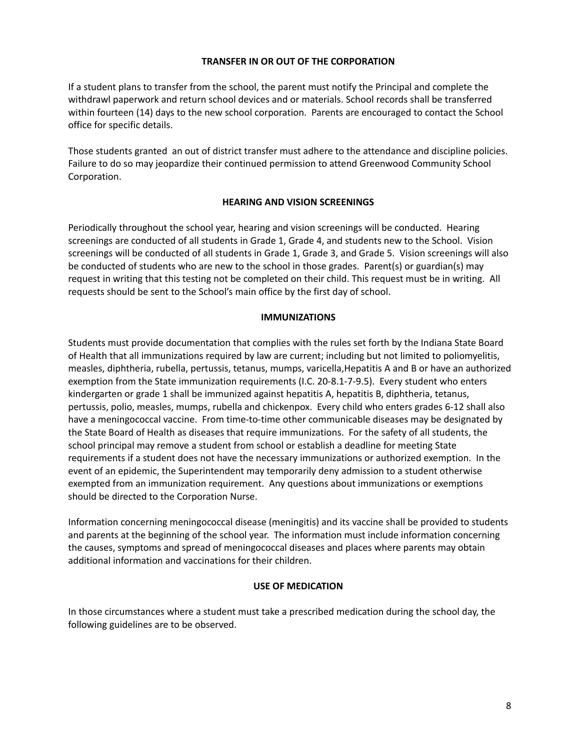## TRANSFER IN OR OUT OF THE CORPORATION

If a student plans to transfer from the school, the parent must notify the Principal and complete the withdrawl paperwork and return school devices and or materials. School records shall be transferred within fourteen (14) days to the new school corporation. Parents are encouraged to contact the School office for specific details.

Those students granted an out of district transfer must adhere to the attendance and discipline policies. Failure to do so may jeopardize their continued permission to attend Greenwood Community School Corporation.

## HEARING AND VISION SCREENINGS

Periodically throughout the school year, hearing and vision screenings will be conducted. Hearing screenings are conducted of all students in Grade 1, Grade 4, and students new to the School. Vision screenings will be conducted of all students in Grade 1, Grade 3, and Grade 5. Vision screenings will also be conducted of students who are new to the school in those grades. Parent(s) or guardian(s) may request in writing that this testing not be completed on their child. This request must be in writing. All requests should be sent to the School's main office by the first day of school.

## IMMUNIZATIONS

Students must provide documentation that complies with the rules set forth by the Indiana State Board of Health that all immunizations required by law are current; including but not limited to poliomyelitis, measles, diphtheria, rubella, pertussis, tetanus, mumps, varicella,Hepatitis A and B or have an authorized exemption from the State immunization requirements (I.C. 20-8.1-7-9.5). Every student who enters kindergarten or grade 1 shall be immunized against hepatitis A, hepatitis B, diphtheria, tetanus, pertussis, polio, measles, mumps, rubella and chickenpox. Every child who enters grades 6-12 shall also have a meningococcal vaccine. From time-to-time other communicable diseases may be designated by the State Board of Health as diseases that require immunizations. For the safety of all students, the school principal may remove a student from school or establish a deadline for meeting State requirements if a student does not have the necessary immunizations or authorized exemption. In the event of an epidemic, the Superintendent may temporarily deny admission to a student otherwise exempted from an immunization requirement. Any questions about immunizations or exemptions should be directed to the Corporation Nurse.

Information concerning meningococcal disease (meningitis) and its vaccine shall be provided to students and parents at the beginning of the school year. The information must include information concerning the causes, symptoms and spread of meningococcal diseases and places where parents may obtain additional information and vaccinations for their children.

## USE OF MEDICATION

In those circumstances where a student must take a prescribed medication during the school day, the following guidelines are to be observed.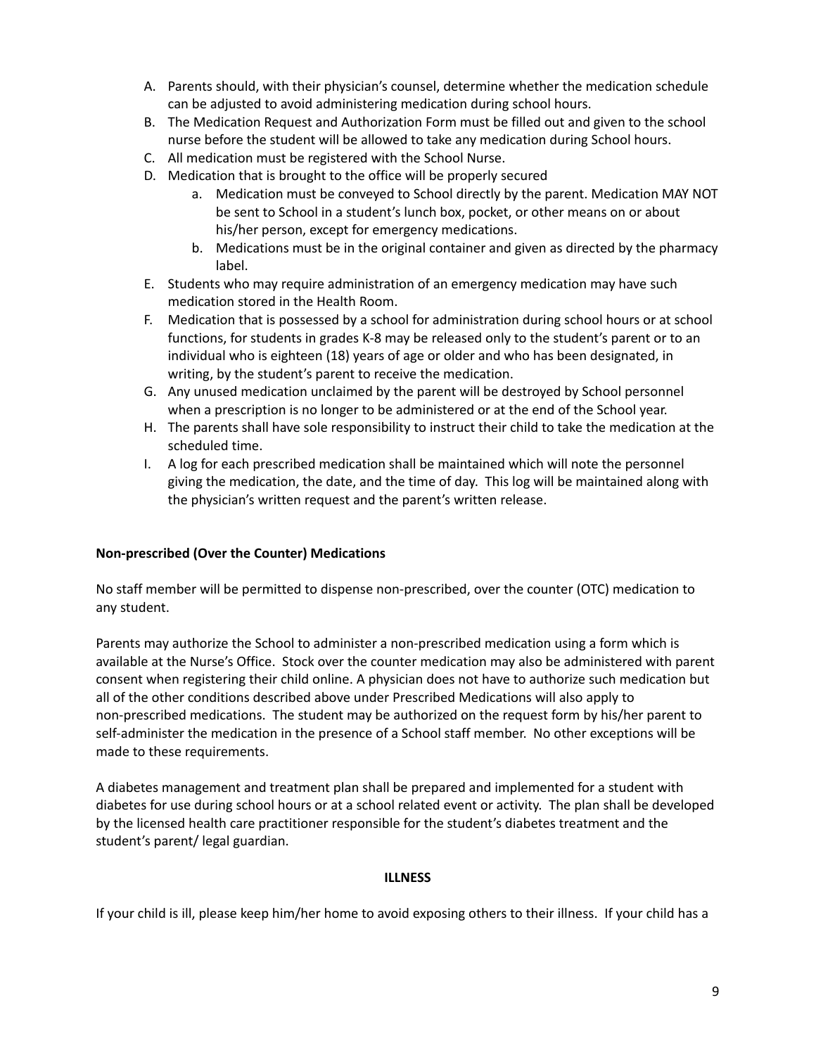A. Parents should, with their physician's counsel, determine whether the medication schedule can be adjusted to avoid administering medication during school hours.
B. The Medication Request and Authorization Form must be filled out and given to the school nurse before the student will be allowed to take any medication during School hours.
C. All medication must be registered with the School Nurse.
D. Medication that is brought to the office will be properly secured
    a. Medication must be conveyed to School directly by the parent. Medication MAY NOT be sent to School in a student's lunch box, pocket, or other means on or about his/her person, except for emergency medications.
    b. Medications must be in the original container and given as directed by the pharmacy label.
E. Students who may require administration of an emergency medication may have such medication stored in the Health Room.
F. Medication that is possessed by a school for administration during school hours or at school functions, for students in grades K-8 may be released only to the student's parent or to an individual who is eighteen (18) years of age or older and who has been designated, in writing, by the student's parent to receive the medication.
G. Any unused medication unclaimed by the parent will be destroyed by School personnel when a prescription is no longer to be administered or at the end of the School year.
H. The parents shall have sole responsibility to instruct their child to take the medication at the scheduled time.
I. A log for each prescribed medication shall be maintained which will note the personnel giving the medication, the date, and the time of day. This log will be maintained along with the physician's written request and the parent's written release.

**Non-prescribed (Over the Counter) Medications**

No staff member will be permitted to dispense non-prescribed, over the counter (OTC) medication to any student.

Parents may authorize the School to administer a non-prescribed medication using a form which is available at the Nurse's Office. Stock over the counter medication may also be administered with parent consent when registering their child online. A physician does not have to authorize such medication but all of the other conditions described above under Prescribed Medications will also apply to non-prescribed medications. The student may be authorized on the request form by his/her parent to self-administer the medication in the presence of a School staff member. No other exceptions will be made to these requirements.

A diabetes management and treatment plan shall be prepared and implemented for a student with diabetes for use during school hours or at a school related event or activity. The plan shall be developed by the licensed health care practitioner responsible for the student's diabetes treatment and the student's parent/ legal guardian.

## ILLNESS

If your child is ill, please keep him/her home to avoid exposing others to their illness. If your child has a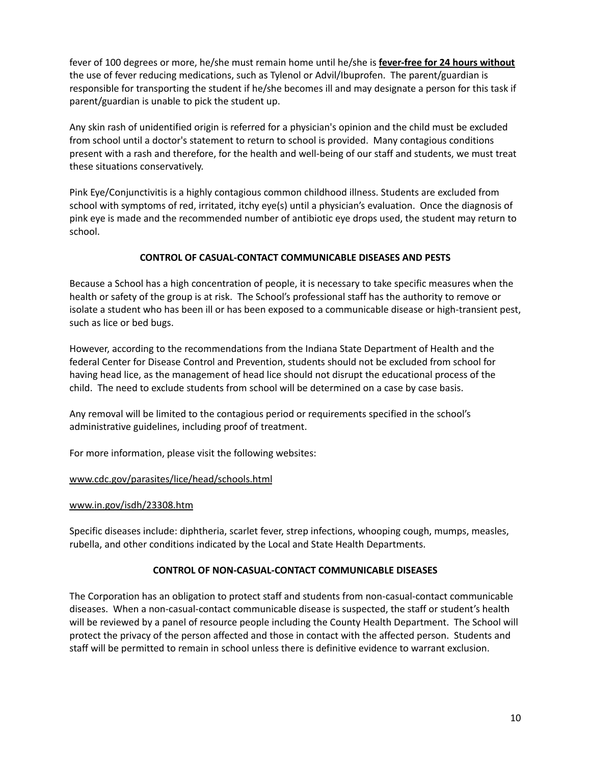fever of 100 degrees or more, he/she must remain home until he/she is **fever-free for 24 hours without** the use of fever reducing medications, such as Tylenol or Advil/Ibuprofen. The parent/guardian is responsible for transporting the student if he/she becomes ill and may designate a person for this task if parent/guardian is unable to pick the student up.

Any skin rash of unidentified origin is referred for a physician's opinion and the child must be excluded from school until a doctor's statement to return to school is provided. Many contagious conditions present with a rash and therefore, for the health and well-being of our staff and students, we must treat these situations conservatively.

Pink Eye/Conjunctivitis is a highly contagious common childhood illness. Students are excluded from school with symptoms of red, irritated, itchy eye(s) until a physician's evaluation. Once the diagnosis of pink eye is made and the recommended number of antibiotic eye drops used, the student may return to school.

## CONTROL OF CASUAL-CONTACT COMMUNICABLE DISEASES AND PESTS

Because a School has a high concentration of people, it is necessary to take specific measures when the health or safety of the group is at risk. The School's professional staff has the authority to remove or isolate a student who has been ill or has been exposed to a communicable disease or high-transient pest, such as lice or bed bugs.

However, according to the recommendations from the Indiana State Department of Health and the federal Center for Disease Control and Prevention, students should not be excluded from school for having head lice, as the management of head lice should not disrupt the educational process of the child. The need to exclude students from school will be determined on a case by case basis.

Any removal will be limited to the contagious period or requirements specified in the school's administrative guidelines, including proof of treatment.

For more information, please visit the following websites:

www.cdc.gov/parasites/lice/head/schools.html

www.in.gov/isdh/23308.htm

Specific diseases include: diphtheria, scarlet fever, strep infections, whooping cough, mumps, measles, rubella, and other conditions indicated by the Local and State Health Departments.

## CONTROL OF NON-CASUAL-CONTACT COMMUNICABLE DISEASES

The Corporation has an obligation to protect staff and students from non-casual-contact communicable diseases. When a non-casual-contact communicable disease is suspected, the staff or student's health will be reviewed by a panel of resource people including the County Health Department. The School will protect the privacy of the person affected and those in contact with the affected person. Students and staff will be permitted to remain in school unless there is definitive evidence to warrant exclusion.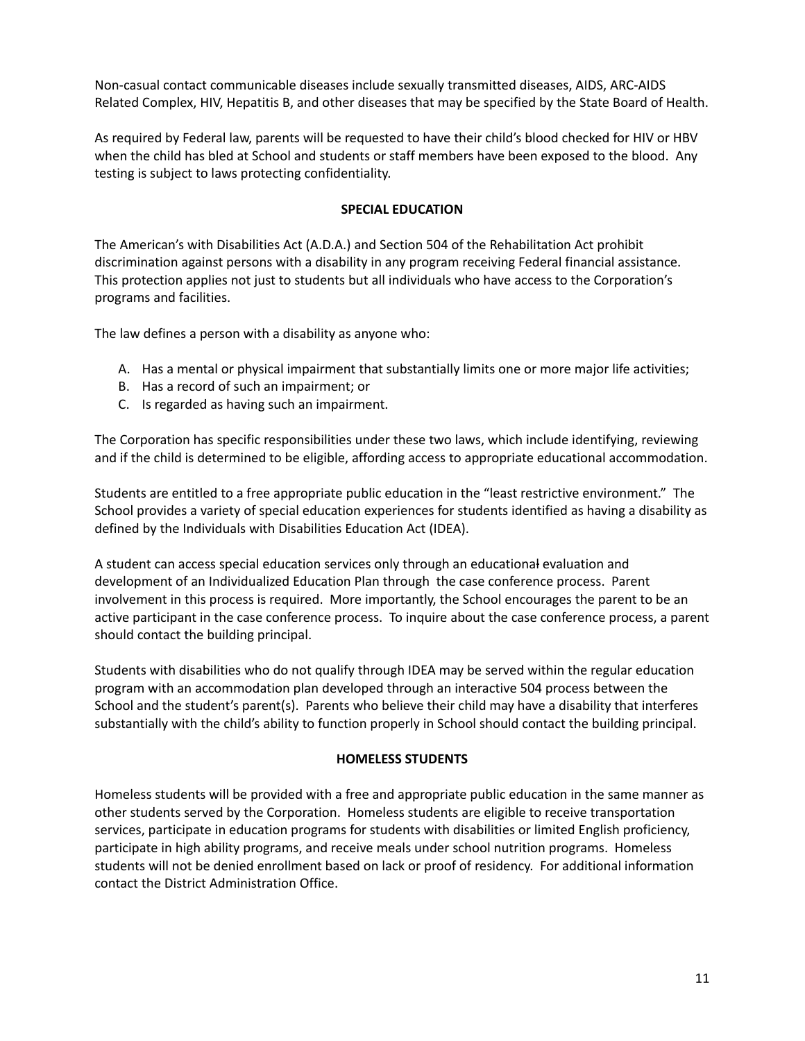Non-casual contact communicable diseases include sexually transmitted diseases, AIDS, ARC-AIDS Related Complex, HIV, Hepatitis B, and other diseases that may be specified by the State Board of Health.

As required by Federal law, parents will be requested to have their child's blood checked for HIV or HBV when the child has bled at School and students or staff members have been exposed to the blood. Any testing is subject to laws protecting confidentiality.

## SPECIAL EDUCATION

The American's with Disabilities Act (A.D.A.) and Section 504 of the Rehabilitation Act prohibit discrimination against persons with a disability in any program receiving Federal financial assistance. This protection applies not just to students but all individuals who have access to the Corporation's programs and facilities.

The law defines a person with a disability as anyone who:

A. Has a mental or physical impairment that substantially limits one or more major life activities;
B. Has a record of such an impairment; or
C. Is regarded as having such an impairment.

The Corporation has specific responsibilities under these two laws, which include identifying, reviewing and if the child is determined to be eligible, affording access to appropriate educational accommodation.

Students are entitled to a free appropriate public education in the "least restrictive environment." The School provides a variety of special education experiences for students identified as having a disability as defined by the Individuals with Disabilities Education Act (IDEA).

A student can access special education services only through an educational evaluation and development of an Individualized Education Plan through the case conference process. Parent involvement in this process is required. More importantly, the School encourages the parent to be an active participant in the case conference process. To inquire about the case conference process, a parent should contact the building principal.

Students with disabilities who do not qualify through IDEA may be served within the regular education program with an accommodation plan developed through an interactive 504 process between the School and the student's parent(s). Parents who believe their child may have a disability that interferes substantially with the child's ability to function properly in School should contact the building principal.

## HOMELESS STUDENTS

Homeless students will be provided with a free and appropriate public education in the same manner as other students served by the Corporation. Homeless students are eligible to receive transportation services, participate in education programs for students with disabilities or limited English proficiency, participate in high ability programs, and receive meals under school nutrition programs. Homeless students will not be denied enrollment based on lack or proof of residency. For additional information contact the District Administration Office.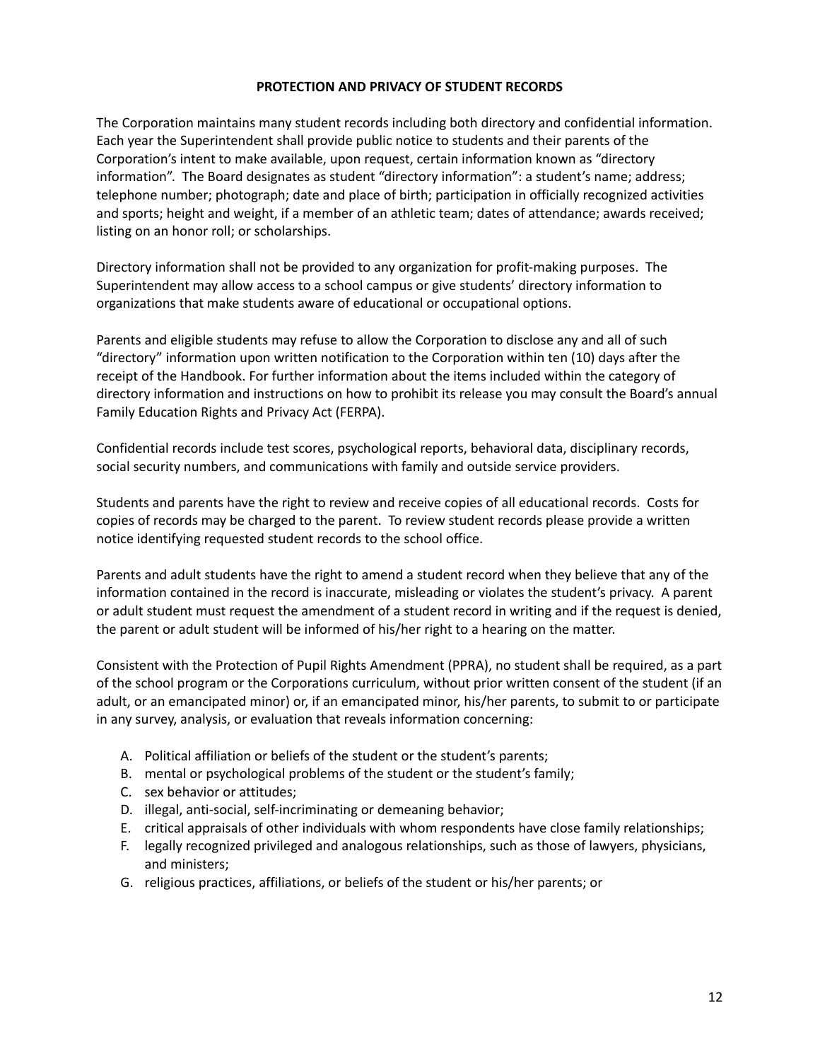**PROTECTION AND PRIVACY OF STUDENT RECORDS**

The Corporation maintains many student records including both directory and confidential information. Each year the Superintendent shall provide public notice to students and their parents of the Corporation's intent to make available, upon request, certain information known as "directory information". The Board designates as student "directory information": a student's name; address; telephone number; photograph; date and place of birth; participation in officially recognized activities and sports; height and weight, if a member of an athletic team; dates of attendance; awards received; listing on an honor roll; or scholarships.

Directory information shall not be provided to any organization for profit-making purposes. The Superintendent may allow access to a school campus or give students' directory information to organizations that make students aware of educational or occupational options.

Parents and eligible students may refuse to allow the Corporation to disclose any and all of such "directory" information upon written notification to the Corporation within ten (10) days after the receipt of the Handbook. For further information about the items included within the category of directory information and instructions on how to prohibit its release you may consult the Board's annual Family Education Rights and Privacy Act (FERPA).

Confidential records include test scores, psychological reports, behavioral data, disciplinary records, social security numbers, and communications with family and outside service providers.

Students and parents have the right to review and receive copies of all educational records. Costs for copies of records may be charged to the parent. To review student records please provide a written notice identifying requested student records to the school office.

Parents and adult students have the right to amend a student record when they believe that any of the information contained in the record is inaccurate, misleading or violates the student's privacy. A parent or adult student must request the amendment of a student record in writing and if the request is denied, the parent or adult student will be informed of his/her right to a hearing on the matter.

Consistent with the Protection of Pupil Rights Amendment (PPRA), no student shall be required, as a part of the school program or the Corporations curriculum, without prior written consent of the student (if an adult, or an emancipated minor) or, if an emancipated minor, his/her parents, to submit to or participate in any survey, analysis, or evaluation that reveals information concerning:

A. Political affiliation or beliefs of the student or the student's parents;
B. mental or psychological problems of the student or the student's family;
C. sex behavior or attitudes;
D. illegal, anti-social, self-incriminating or demeaning behavior;
E. critical appraisals of other individuals with whom respondents have close family relationships;
F. legally recognized privileged and analogous relationships, such as those of lawyers, physicians, and ministers;
G. religious practices, affiliations, or beliefs of the student or his/her parents; or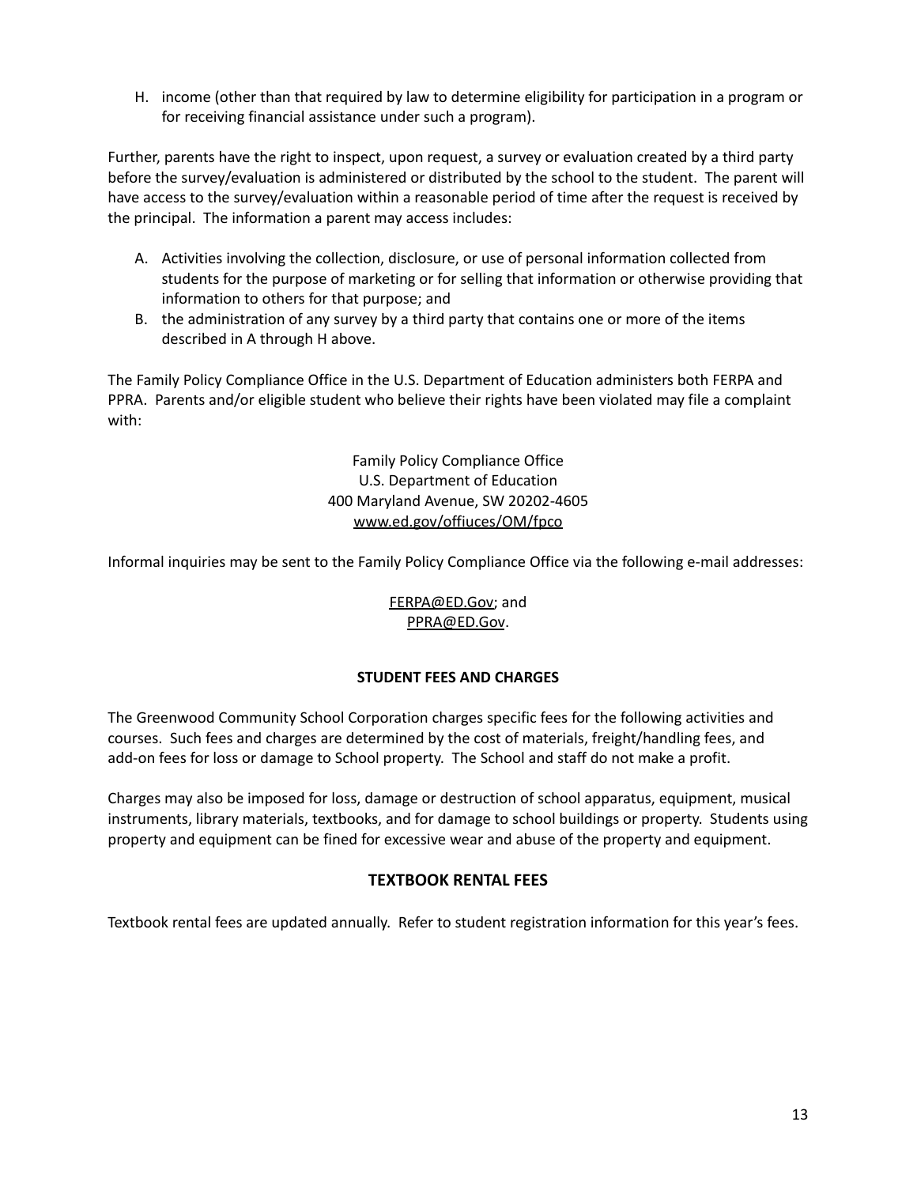H. income (other than that required by law to determine eligibility for participation in a program or for receiving financial assistance under such a program).

Further, parents have the right to inspect, upon request, a survey or evaluation created by a third party before the survey/evaluation is administered or distributed by the school to the student. The parent will have access to the survey/evaluation within a reasonable period of time after the request is received by the principal. The information a parent may access includes:

A. Activities involving the collection, disclosure, or use of personal information collected from students for the purpose of marketing or for selling that information or otherwise providing that information to others for that purpose; and
B. the administration of any survey by a third party that contains one or more of the items described in A through H above.

The Family Policy Compliance Office in the U.S. Department of Education administers both FERPA and PPRA. Parents and/or eligible student who believe their rights have been violated may file a complaint with:

Family Policy Compliance Office
U.S. Department of Education
400 Maryland Avenue, SW 20202-4605
www.ed.gov/offiuces/OM/fpco

Informal inquiries may be sent to the Family Policy Compliance Office via the following e-mail addresses:

FERPA@ED.Gov; and
PPRA@ED.Gov.

**STUDENT FEES AND CHARGES**

The Greenwood Community School Corporation charges specific fees for the following activities and courses. Such fees and charges are determined by the cost of materials, freight/handling fees, and add-on fees for loss or damage to School property. The School and staff do not make a profit.

Charges may also be imposed for loss, damage or destruction of school apparatus, equipment, musical instruments, library materials, textbooks, and for damage to school buildings or property. Students using property and equipment can be fined for excessive wear and abuse of the property and equipment.

## TEXTBOOK RENTAL FEES

Textbook rental fees are updated annually. Refer to student registration information for this year's fees.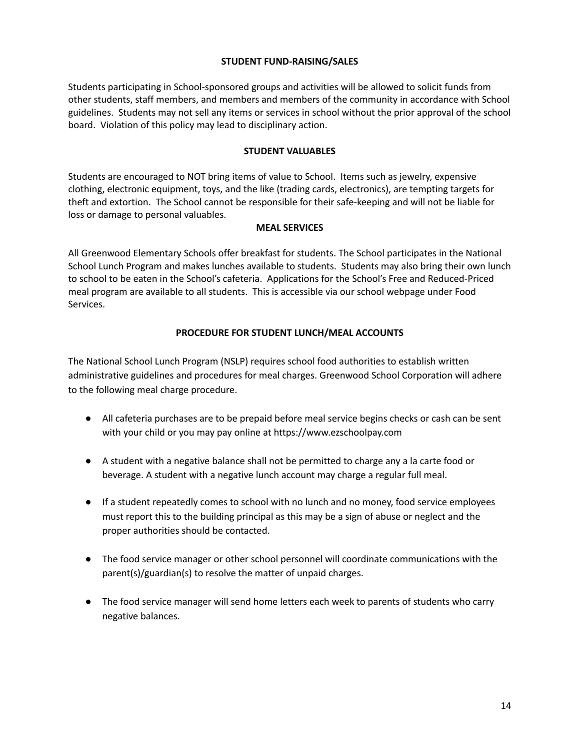## STUDENT FUND-RAISING/SALES

Students participating in School-sponsored groups and activities will be allowed to solicit funds from other students, staff members, and members and members of the community in accordance with School guidelines. Students may not sell any items or services in school without the prior approval of the school board. Violation of this policy may lead to disciplinary action.

## STUDENT VALUABLES

Students are encouraged to NOT bring items of value to School. Items such as jewelry, expensive clothing, electronic equipment, toys, and the like (trading cards, electronics), are tempting targets for theft and extortion. The School cannot be responsible for their safe-keeping and will not be liable for loss or damage to personal valuables.

## MEAL SERVICES

All Greenwood Elementary Schools offer breakfast for students. The School participates in the National School Lunch Program and makes lunches available to students. Students may also bring their own lunch to school to be eaten in the School's cafeteria. Applications for the School's Free and Reduced-Priced meal program are available to all students. This is accessible via our school webpage under Food Services.

## PROCEDURE FOR STUDENT LUNCH/MEAL ACCOUNTS

The National School Lunch Program (NSLP) requires school food authorities to establish written administrative guidelines and procedures for meal charges. Greenwood School Corporation will adhere to the following meal charge procedure.

- All cafeteria purchases are to be prepaid before meal service begins checks or cash can be sent with your child or you may pay online at https://www.ezschoolpay.com
- A student with a negative balance shall not be permitted to charge any a la carte food or beverage. A student with a negative lunch account may charge a regular full meal.
- If a student repeatedly comes to school with no lunch and no money, food service employees must report this to the building principal as this may be a sign of abuse or neglect and the proper authorities should be contacted.
- The food service manager or other school personnel will coordinate communications with the parent(s)/guardian(s) to resolve the matter of unpaid charges.
- The food service manager will send home letters each week to parents of students who carry negative balances.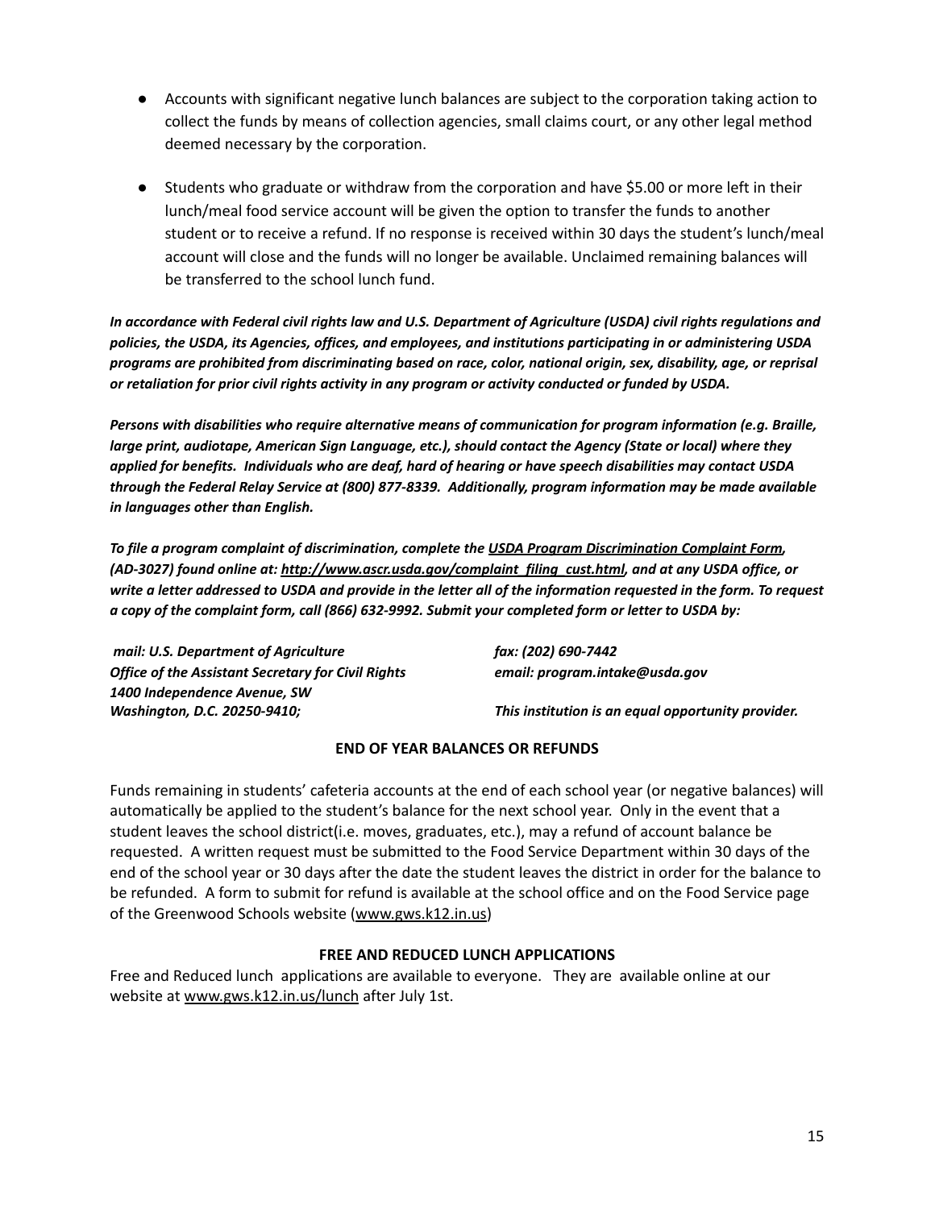- Accounts with significant negative lunch balances are subject to the corporation taking action to collect the funds by means of collection agencies, small claims court, or any other legal method deemed necessary by the corporation.

- Students who graduate or withdraw from the corporation and have $5.00 or more left in their lunch/meal food service account will be given the option to transfer the funds to another student or to receive a refund. If no response is received within 30 days the student's lunch/meal account will close and the funds will no longer be available. Unclaimed remaining balances will be transferred to the school lunch fund.

***In accordance with Federal civil rights law and U.S. Department of Agriculture (USDA) civil rights regulations and policies, the USDA, its Agencies, offices, and employees, and institutions participating in or administering USDA programs are prohibited from discriminating based on race, color, national origin, sex, disability, age, or reprisal or retaliation for prior civil rights activity in any program or activity conducted or funded by USDA.***

***Persons with disabilities who require alternative means of communication for program information (e.g. Braille, large print, audiotape, American Sign Language, etc.), should contact the Agency (State or local) where they applied for benefits. Individuals who are deaf, hard of hearing or have speech disabilities may contact USDA through the Federal Relay Service at (800) 877-8339. Additionally, program information may be made available in languages other than English.***

***To file a program complaint of discrimination, complete the USDA Program Discrimination Complaint Form, (AD-3027) found online at: http://www.ascr.usda.gov/complaint_filing_cust.html, and at any USDA office, or write a letter addressed to USDA and provide in the letter all of the information requested in the form. To request a copy of the complaint form, call (866) 632-9992. Submit your completed form or letter to USDA by:***

***mail: U.S. Department of Agriculture***
***Office of the Assistant Secretary for Civil Rights***
***1400 Independence Avenue, SW***
***Washington, D.C. 20250-9410;***

***fax: (202) 690-7442***
***email: program.intake@usda.gov***

***This institution is an equal opportunity provider.***

**END OF YEAR BALANCES OR REFUNDS**

Funds remaining in students' cafeteria accounts at the end of each school year (or negative balances) will automatically be applied to the student's balance for the next school year. Only in the event that a student leaves the school district(i.e. moves, graduates, etc.), may a refund of account balance be requested. A written request must be submitted to the Food Service Department within 30 days of the end of the school year or 30 days after the date the student leaves the district in order for the balance to be refunded. A form to submit for refund is available at the school office and on the Food Service page of the Greenwood Schools website (www.gws.k12.in.us)

**FREE AND REDUCED LUNCH APPLICATIONS**

Free and Reduced lunch applications are available to everyone. They are available online at our website at www.gws.k12.in.us/lunch after July 1st.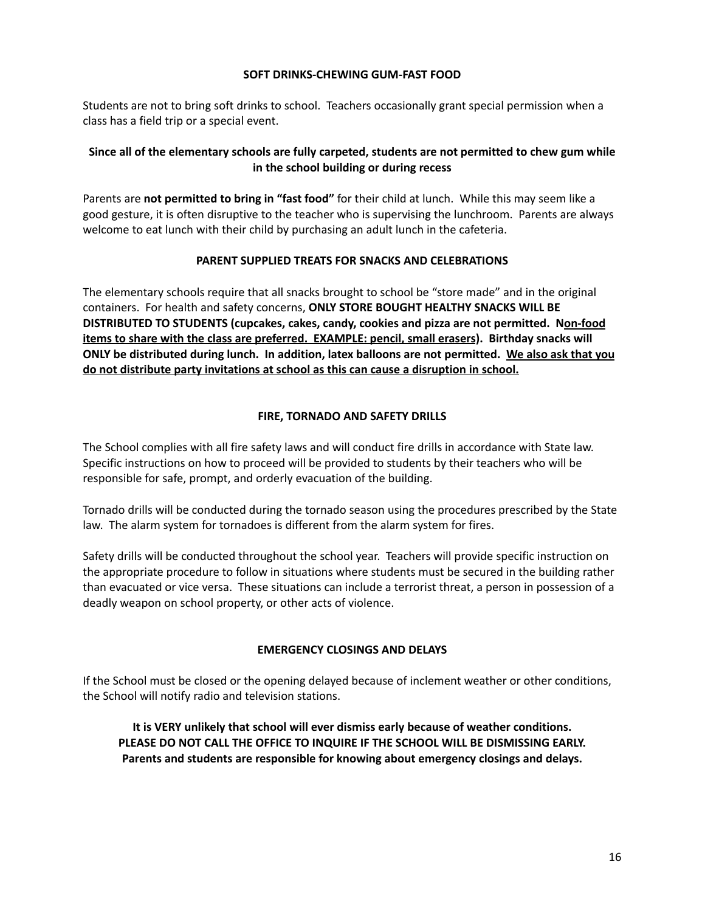## SOFT DRINKS-CHEWING GUM-FAST FOOD

Students are not to bring soft drinks to school. Teachers occasionally grant special permission when a class has a field trip or a special event.

**Since all of the elementary schools are fully carpeted, students are not permitted to chew gum while in the school building or during recess**

Parents are **not permitted to bring in "fast food"** for their child at lunch. While this may seem like a good gesture, it is often disruptive to the teacher who is supervising the lunchroom. Parents are always welcome to eat lunch with their child by purchasing an adult lunch in the cafeteria.

## PARENT SUPPLIED TREATS FOR SNACKS AND CELEBRATIONS

The elementary schools require that all snacks brought to school be "store made" and in the original containers. For health and safety concerns, **ONLY STORE BOUGHT HEALTHY SNACKS WILL BE DISTRIBUTED TO STUDENTS (cupcakes, cakes, candy, cookies and pizza are not permitted. <u>Non-food items to share with the class are preferred. EXAMPLE: pencil, small erasers</u>). Birthday snacks will ONLY be distributed during lunch. In addition, latex balloons are not permitted. <u>We also ask that you do not distribute party invitations at school as this can cause a disruption in school.</u>**

## FIRE, TORNADO AND SAFETY DRILLS

The School complies with all fire safety laws and will conduct fire drills in accordance with State law. Specific instructions on how to proceed will be provided to students by their teachers who will be responsible for safe, prompt, and orderly evacuation of the building.

Tornado drills will be conducted during the tornado season using the procedures prescribed by the State law. The alarm system for tornadoes is different from the alarm system for fires.

Safety drills will be conducted throughout the school year. Teachers will provide specific instruction on the appropriate procedure to follow in situations where students must be secured in the building rather than evacuated or vice versa. These situations can include a terrorist threat, a person in possession of a deadly weapon on school property, or other acts of violence.

## EMERGENCY CLOSINGS AND DELAYS

If the School must be closed or the opening delayed because of inclement weather or other conditions, the School will notify radio and television stations.

**It is VERY unlikely that school will ever dismiss early because of weather conditions.**
**PLEASE DO NOT CALL THE OFFICE TO INQUIRE IF THE SCHOOL WILL BE DISMISSING EARLY.**
**Parents and students are responsible for knowing about emergency closings and delays.**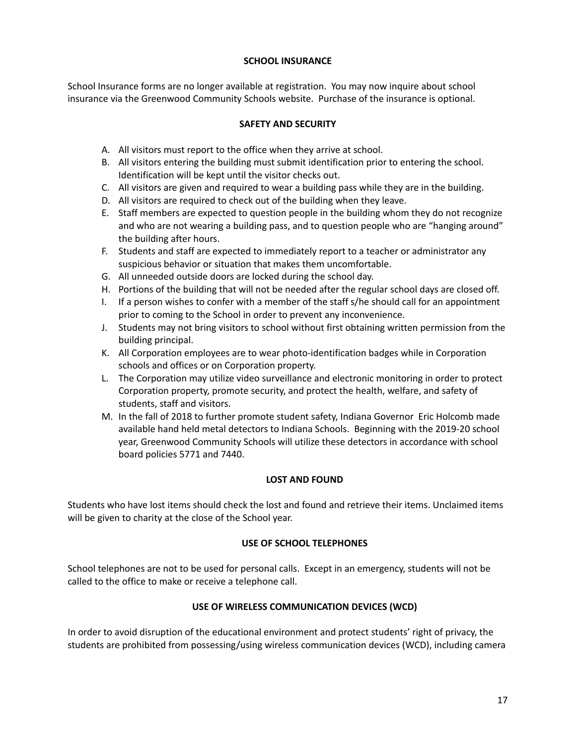## SCHOOL INSURANCE

School Insurance forms are no longer available at registration. You may now inquire about school insurance via the Greenwood Community Schools website. Purchase of the insurance is optional.

## SAFETY AND SECURITY

A. All visitors must report to the office when they arrive at school.
B. All visitors entering the building must submit identification prior to entering the school. Identification will be kept until the visitor checks out.
C. All visitors are given and required to wear a building pass while they are in the building.
D. All visitors are required to check out of the building when they leave.
E. Staff members are expected to question people in the building whom they do not recognize and who are not wearing a building pass, and to question people who are "hanging around" the building after hours.
F. Students and staff are expected to immediately report to a teacher or administrator any suspicious behavior or situation that makes them uncomfortable.
G. All unneeded outside doors are locked during the school day.
H. Portions of the building that will not be needed after the regular school days are closed off.
I. If a person wishes to confer with a member of the staff s/he should call for an appointment prior to coming to the School in order to prevent any inconvenience.
J. Students may not bring visitors to school without first obtaining written permission from the building principal.
K. All Corporation employees are to wear photo-identification badges while in Corporation schools and offices or on Corporation property.
L. The Corporation may utilize video surveillance and electronic monitoring in order to protect Corporation property, promote security, and protect the health, welfare, and safety of students, staff and visitors.
M. In the fall of 2018 to further promote student safety, Indiana Governor Eric Holcomb made available hand held metal detectors to Indiana Schools. Beginning with the 2019-20 school year, Greenwood Community Schools will utilize these detectors in accordance with school board policies 5771 and 7440.

## LOST AND FOUND

Students who have lost items should check the lost and found and retrieve their items. Unclaimed items will be given to charity at the close of the School year.

## USE OF SCHOOL TELEPHONES

School telephones are not to be used for personal calls. Except in an emergency, students will not be called to the office to make or receive a telephone call.

## USE OF WIRELESS COMMUNICATION DEVICES (WCD)

In order to avoid disruption of the educational environment and protect students' right of privacy, the students are prohibited from possessing/using wireless communication devices (WCD), including camera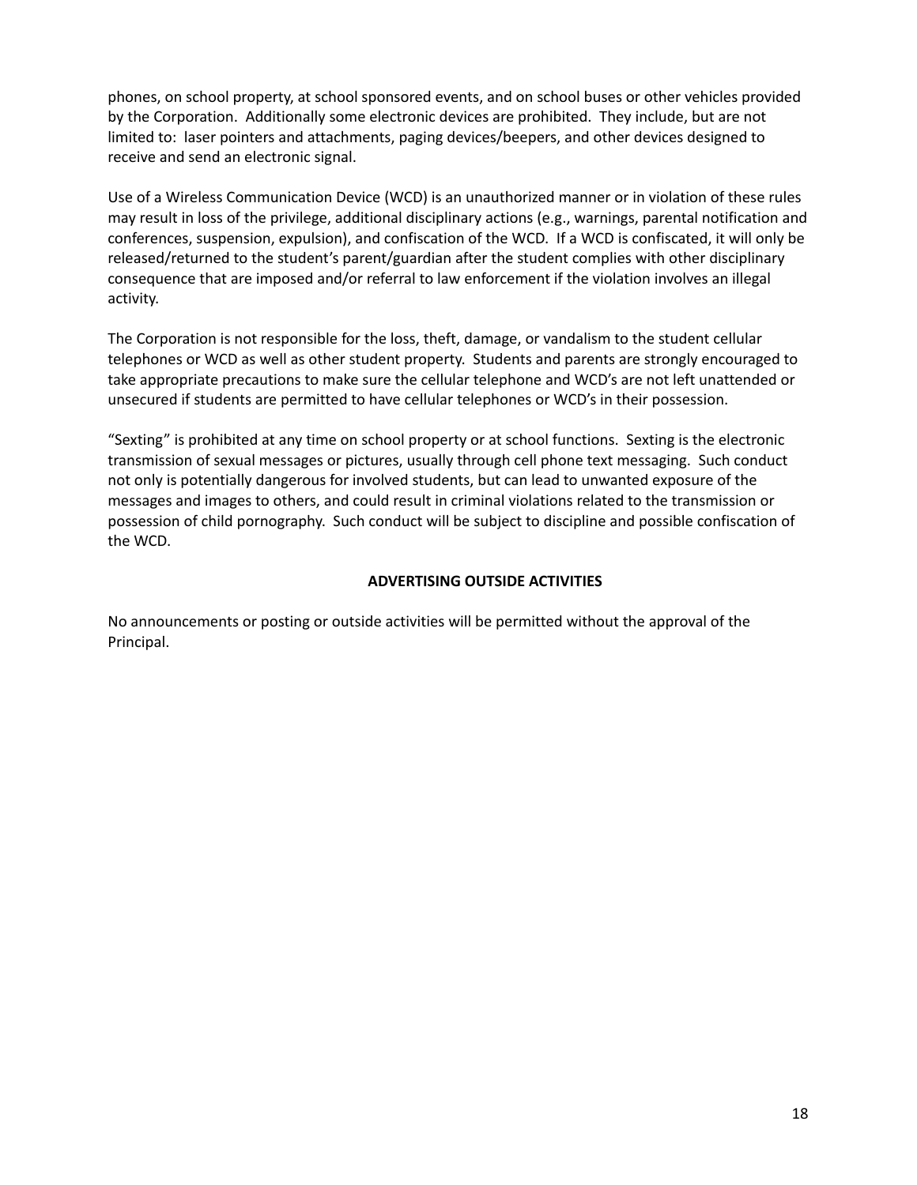phones, on school property, at school sponsored events, and on school buses or other vehicles provided by the Corporation. Additionally some electronic devices are prohibited. They include, but are not limited to: laser pointers and attachments, paging devices/beepers, and other devices designed to receive and send an electronic signal.

Use of a Wireless Communication Device (WCD) is an unauthorized manner or in violation of these rules may result in loss of the privilege, additional disciplinary actions (e.g., warnings, parental notification and conferences, suspension, expulsion), and confiscation of the WCD. If a WCD is confiscated, it will only be released/returned to the student's parent/guardian after the student complies with other disciplinary consequence that are imposed and/or referral to law enforcement if the violation involves an illegal activity.

The Corporation is not responsible for the loss, theft, damage, or vandalism to the student cellular telephones or WCD as well as other student property. Students and parents are strongly encouraged to take appropriate precautions to make sure the cellular telephone and WCD's are not left unattended or unsecured if students are permitted to have cellular telephones or WCD's in their possession.

"Sexting" is prohibited at any time on school property or at school functions. Sexting is the electronic transmission of sexual messages or pictures, usually through cell phone text messaging. Such conduct not only is potentially dangerous for involved students, but can lead to unwanted exposure of the messages and images to others, and could result in criminal violations related to the transmission or possession of child pornography. Such conduct will be subject to discipline and possible confiscation of the WCD.

## ADVERTISING OUTSIDE ACTIVITIES

No announcements or posting or outside activities will be permitted without the approval of the Principal.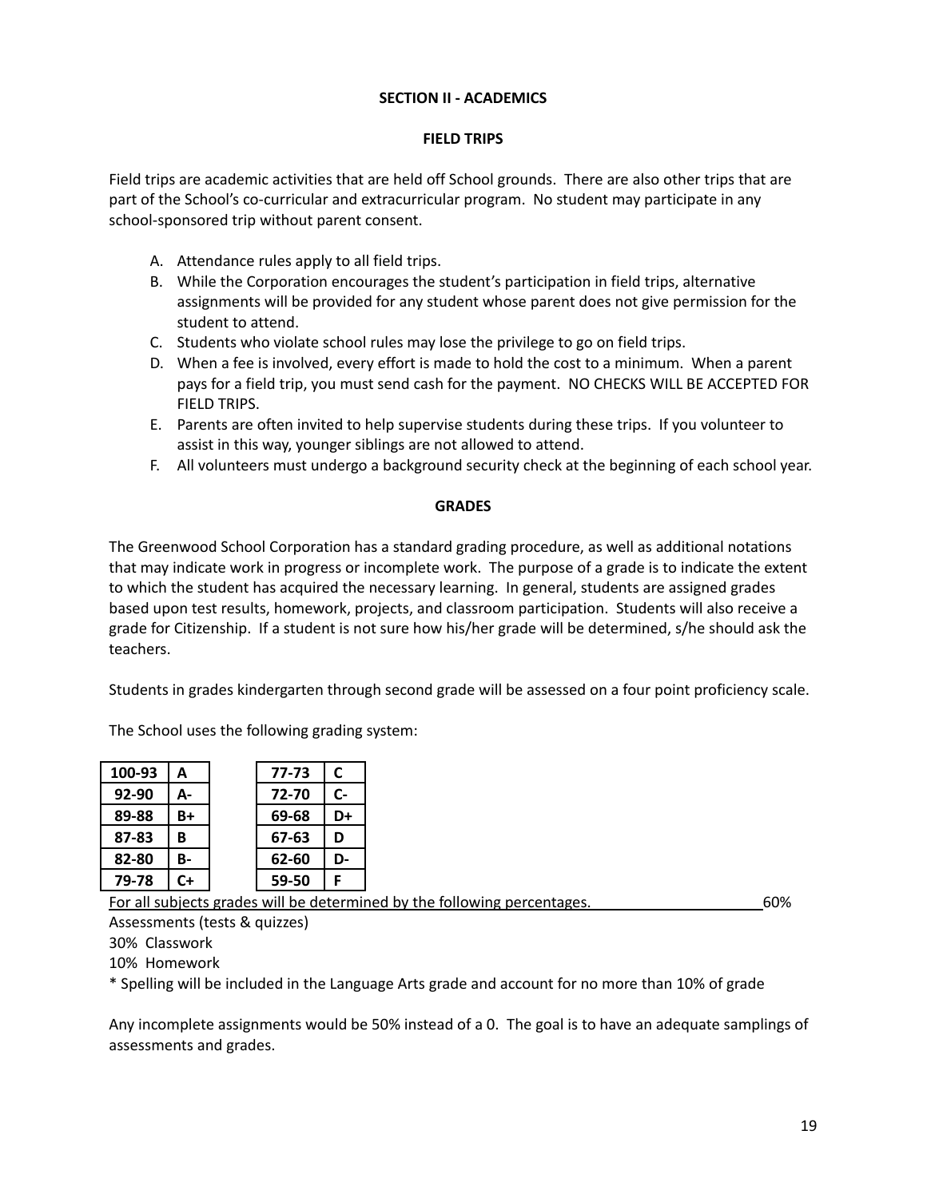## SECTION II - ACADEMICS

### FIELD TRIPS

Field trips are academic activities that are held off School grounds. There are also other trips that are part of the School's co-curricular and extracurricular program. No student may participate in any school-sponsored trip without parent consent.

A. Attendance rules apply to all field trips.
B. While the Corporation encourages the student's participation in field trips, alternative assignments will be provided for any student whose parent does not give permission for the student to attend.
C. Students who violate school rules may lose the privilege to go on field trips.
D. When a fee is involved, every effort is made to hold the cost to a minimum. When a parent pays for a field trip, you must send cash for the payment. NO CHECKS WILL BE ACCEPTED FOR FIELD TRIPS.
E. Parents are often invited to help supervise students during these trips. If you volunteer to assist in this way, younger siblings are not allowed to attend.
F. All volunteers must undergo a background security check at the beginning of each school year.

### GRADES

The Greenwood School Corporation has a standard grading procedure, as well as additional notations that may indicate work in progress or incomplete work. The purpose of a grade is to indicate the extent to which the student has acquired the necessary learning. In general, students are assigned grades based upon test results, homework, projects, and classroom participation. Students will also receive a grade for Citizenship. If a student is not sure how his/her grade will be determined, s/he should ask the teachers.

Students in grades kindergarten through second grade will be assessed on a four point proficiency scale.

The School uses the following grading system:

| 100-93 | A |
|---|---|
| 92-90 | A- |
| 89-88 | B+ |
| 87-83 | B |
| 82-80 | B- |
| 79-78 | C+ |

| 77-73 | C |
|---|---|
| 72-70 | C- |
| 69-68 | D+ |
| 67-63 | D |
| 62-60 | D- |
| 59-50 | F |

For all subjects grades will be determined by the following percentages. 60% Assessments (tests & quizzes)
30% Classwork
10% Homework
* Spelling will be included in the Language Arts grade and account for no more than 10% of grade

Any incomplete assignments would be 50% instead of a 0. The goal is to have an adequate samplings of assessments and grades.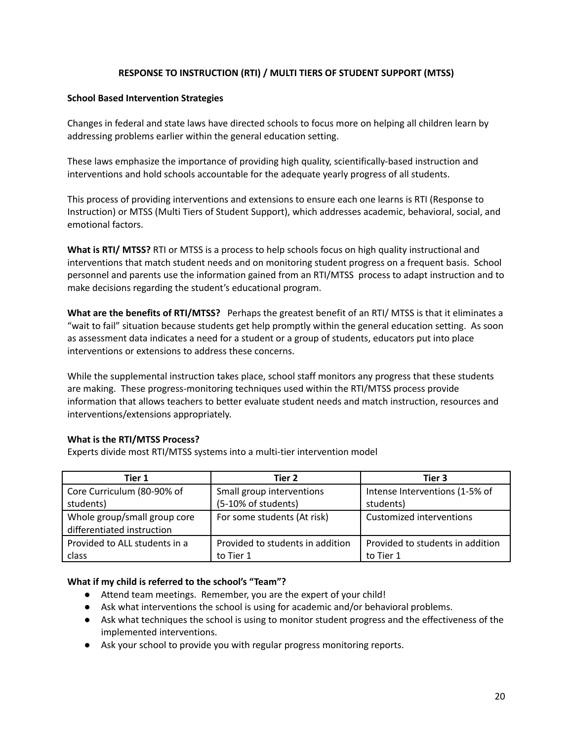## RESPONSE TO INSTRUCTION (RTI) / MULTI TIERS OF STUDENT SUPPORT (MTSS)

### School Based Intervention Strategies

Changes in federal and state laws have directed schools to focus more on helping all children learn by addressing problems earlier within the general education setting.

These laws emphasize the importance of providing high quality, scientifically-based instruction and interventions and hold schools accountable for the adequate yearly progress of all students.

This process of providing interventions and extensions to ensure each one learns is RTI (Response to Instruction) or MTSS (Multi Tiers of Student Support), which addresses academic, behavioral, social, and emotional factors.

**What is RTI/ MTSS?** RTI or MTSS is a process to help schools focus on high quality instructional and interventions that match student needs and on monitoring student progress on a frequent basis. School personnel and parents use the information gained from an RTI/MTSS process to adapt instruction and to make decisions regarding the student's educational program.

**What are the benefits of RTI/MTSS?** Perhaps the greatest benefit of an RTI/ MTSS is that it eliminates a "wait to fail" situation because students get help promptly within the general education setting. As soon as assessment data indicates a need for a student or a group of students, educators put into place interventions or extensions to address these concerns.

While the supplemental instruction takes place, school staff monitors any progress that these students are making. These progress-monitoring techniques used within the RTI/MTSS process provide information that allows teachers to better evaluate student needs and match instruction, resources and interventions/extensions appropriately.

**What is the RTI/MTSS Process?**

Experts divide most RTI/MTSS systems into a multi-tier intervention model

| Tier 1 | Tier 2 | Tier 3 |
|---|---|---|
| Core Curriculum (80-90% of students) | Small group interventions (5-10% of students) | Intense Interventions (1-5% of students) |
| Whole group/small group core differentiated instruction | For some students (At risk) | Customized interventions |
| Provided to ALL students in a class | Provided to students in addition to Tier 1 | Provided to students in addition to Tier 1 |

**What if my child is referred to the school's "Team"?**

- Attend team meetings. Remember, you are the expert of your child!
- Ask what interventions the school is using for academic and/or behavioral problems.
- Ask what techniques the school is using to monitor student progress and the effectiveness of the implemented interventions.
- Ask your school to provide you with regular progress monitoring reports.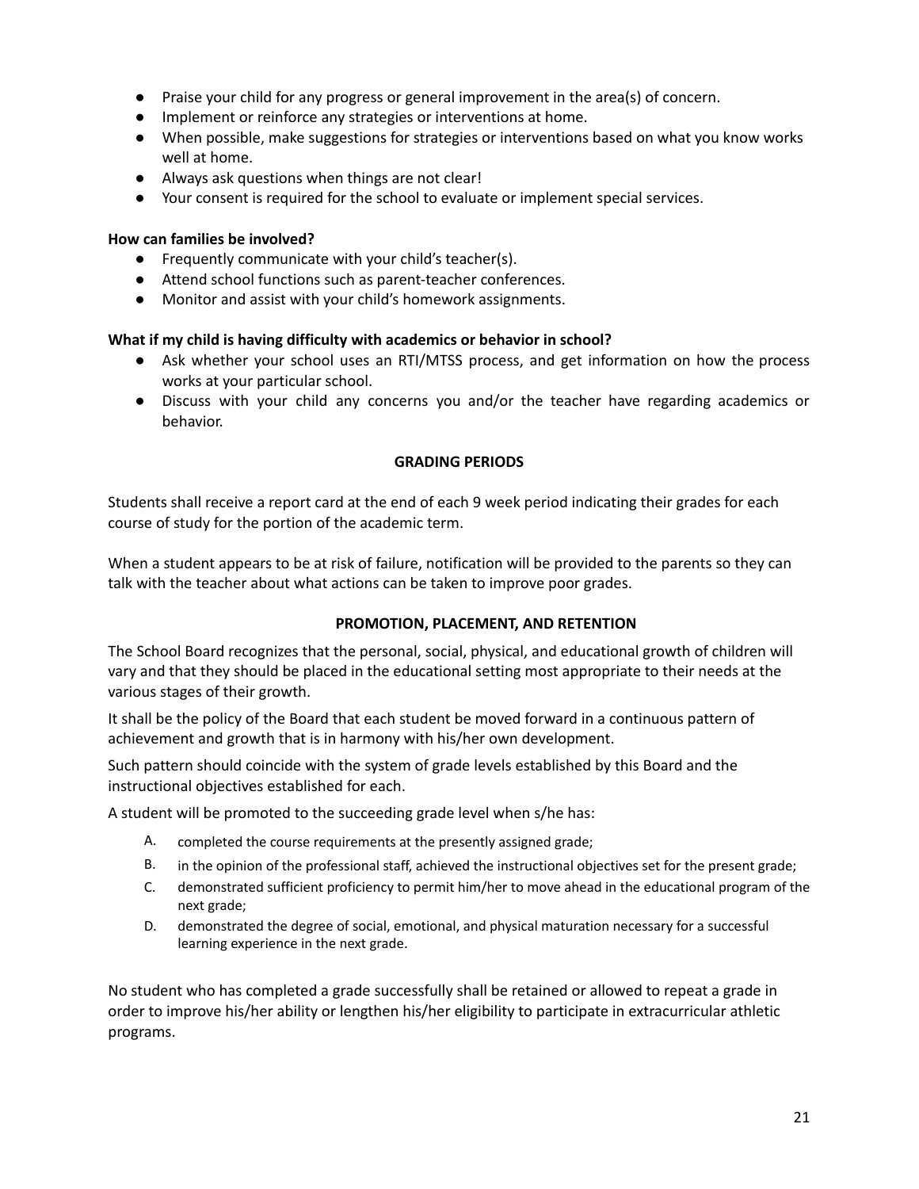- Praise your child for any progress or general improvement in the area(s) of concern.
- Implement or reinforce any strategies or interventions at home.
- When possible, make suggestions for strategies or interventions based on what you know works well at home.
- Always ask questions when things are not clear!
- Your consent is required for the school to evaluate or implement special services.

**How can families be involved?**

- Frequently communicate with your child's teacher(s).
- Attend school functions such as parent-teacher conferences.
- Monitor and assist with your child's homework assignments.

**What if my child is having difficulty with academics or behavior in school?**

- Ask whether your school uses an RTI/MTSS process, and get information on how the process works at your particular school.
- Discuss with your child any concerns you and/or the teacher have regarding academics or behavior.

## GRADING PERIODS

Students shall receive a report card at the end of each 9 week period indicating their grades for each course of study for the portion of the academic term.

When a student appears to be at risk of failure, notification will be provided to the parents so they can talk with the teacher about what actions can be taken to improve poor grades.

## PROMOTION, PLACEMENT, AND RETENTION

The School Board recognizes that the personal, social, physical, and educational growth of children will vary and that they should be placed in the educational setting most appropriate to their needs at the various stages of their growth.

It shall be the policy of the Board that each student be moved forward in a continuous pattern of achievement and growth that is in harmony with his/her own development.

Such pattern should coincide with the system of grade levels established by this Board and the instructional objectives established for each.

A student will be promoted to the succeeding grade level when s/he has:

A. completed the course requirements at the presently assigned grade;
B. in the opinion of the professional staff, achieved the instructional objectives set for the present grade;
C. demonstrated sufficient proficiency to permit him/her to move ahead in the educational program of the next grade;
D. demonstrated the degree of social, emotional, and physical maturation necessary for a successful learning experience in the next grade.

No student who has completed a grade successfully shall be retained or allowed to repeat a grade in order to improve his/her ability or lengthen his/her eligibility to participate in extracurricular athletic programs.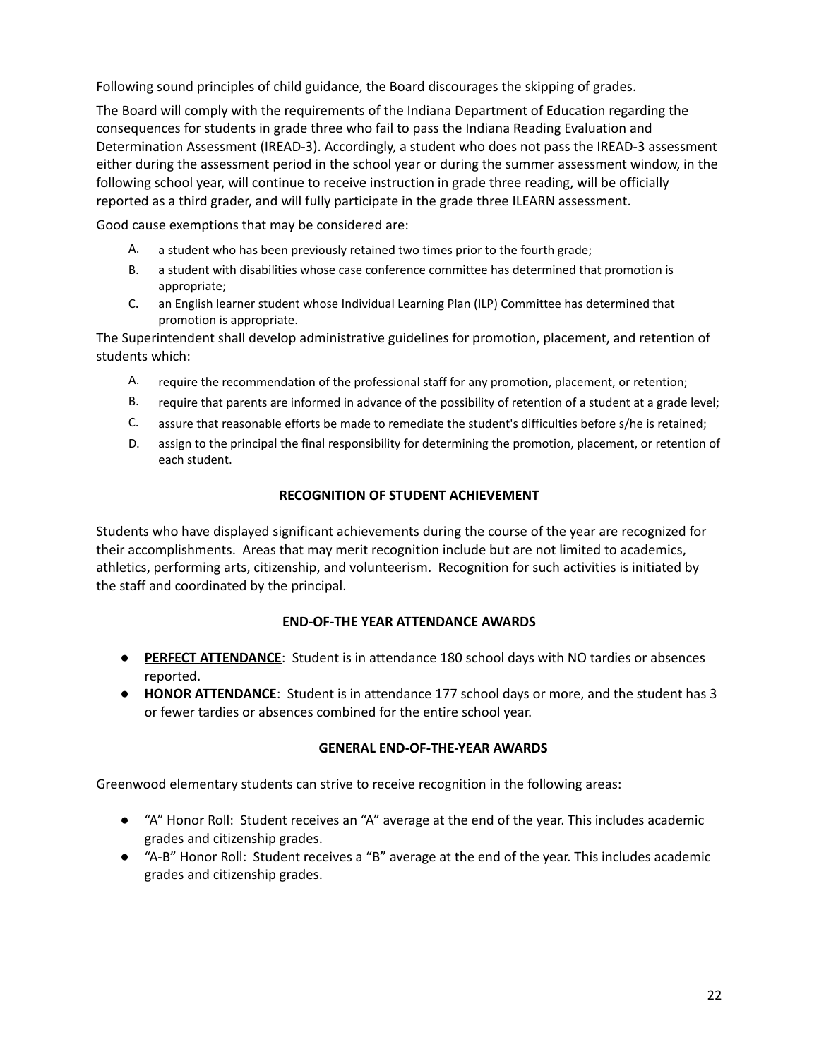Following sound principles of child guidance, the Board discourages the skipping of grades.

The Board will comply with the requirements of the Indiana Department of Education regarding the consequences for students in grade three who fail to pass the Indiana Reading Evaluation and Determination Assessment (IREAD-3). Accordingly, a student who does not pass the IREAD-3 assessment either during the assessment period in the school year or during the summer assessment window, in the following school year, will continue to receive instruction in grade three reading, will be officially reported as a third grader, and will fully participate in the grade three ILEARN assessment.

Good cause exemptions that may be considered are:

A. a student who has been previously retained two times prior to the fourth grade;
B. a student with disabilities whose case conference committee has determined that promotion is appropriate;
C. an English learner student whose Individual Learning Plan (ILP) Committee has determined that promotion is appropriate.

The Superintendent shall develop administrative guidelines for promotion, placement, and retention of students which:

A. require the recommendation of the professional staff for any promotion, placement, or retention;
B. require that parents are informed in advance of the possibility of retention of a student at a grade level;
C. assure that reasonable efforts be made to remediate the student's difficulties before s/he is retained;
D. assign to the principal the final responsibility for determining the promotion, placement, or retention of each student.

## RECOGNITION OF STUDENT ACHIEVEMENT

Students who have displayed significant achievements during the course of the year are recognized for their accomplishments. Areas that may merit recognition include but are not limited to academics, athletics, performing arts, citizenship, and volunteerism. Recognition for such activities is initiated by the staff and coordinated by the principal.

## END-OF-THE YEAR ATTENDANCE AWARDS

- **PERFECT ATTENDANCE**: Student is in attendance 180 school days with NO tardies or absences reported.
- **HONOR ATTENDANCE**: Student is in attendance 177 school days or more, and the student has 3 or fewer tardies or absences combined for the entire school year.

## GENERAL END-OF-THE-YEAR AWARDS

Greenwood elementary students can strive to receive recognition in the following areas:

- "A" Honor Roll: Student receives an "A" average at the end of the year. This includes academic grades and citizenship grades.
- "A-B" Honor Roll: Student receives a "B" average at the end of the year. This includes academic grades and citizenship grades.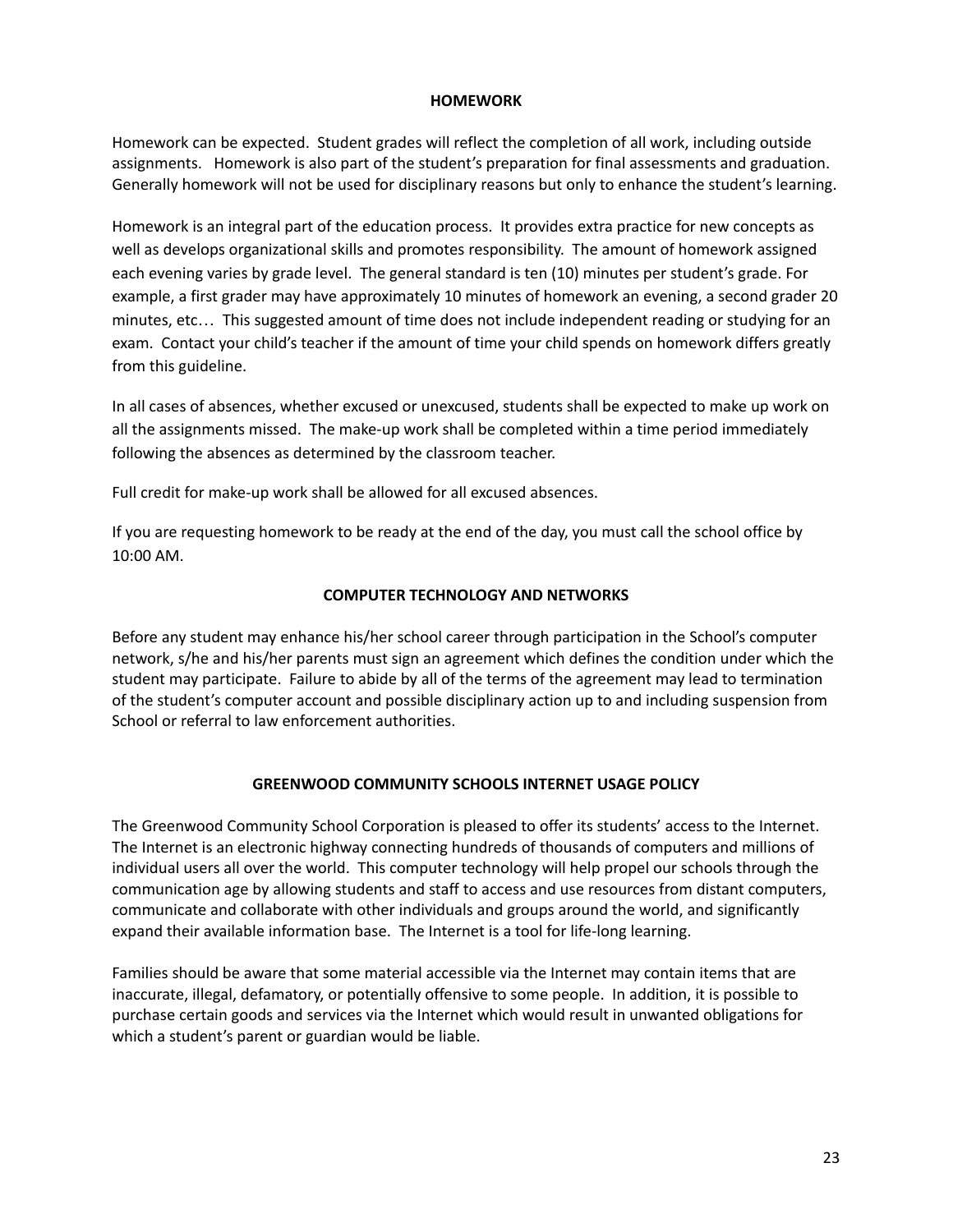## HOMEWORK

Homework can be expected. Student grades will reflect the completion of all work, including outside assignments. Homework is also part of the student's preparation for final assessments and graduation. Generally homework will not be used for disciplinary reasons but only to enhance the student's learning.

Homework is an integral part of the education process. It provides extra practice for new concepts as well as develops organizational skills and promotes responsibility. The amount of homework assigned each evening varies by grade level. The general standard is ten (10) minutes per student's grade. For example, a first grader may have approximately 10 minutes of homework an evening, a second grader 20 minutes, etc… This suggested amount of time does not include independent reading or studying for an exam. Contact your child's teacher if the amount of time your child spends on homework differs greatly from this guideline.

In all cases of absences, whether excused or unexcused, students shall be expected to make up work on all the assignments missed. The make-up work shall be completed within a time period immediately following the absences as determined by the classroom teacher.

Full credit for make-up work shall be allowed for all excused absences.

If you are requesting homework to be ready at the end of the day, you must call the school office by 10:00 AM.

## COMPUTER TECHNOLOGY AND NETWORKS

Before any student may enhance his/her school career through participation in the School's computer network, s/he and his/her parents must sign an agreement which defines the condition under which the student may participate. Failure to abide by all of the terms of the agreement may lead to termination of the student's computer account and possible disciplinary action up to and including suspension from School or referral to law enforcement authorities.

## GREENWOOD COMMUNITY SCHOOLS INTERNET USAGE POLICY

The Greenwood Community School Corporation is pleased to offer its students' access to the Internet. The Internet is an electronic highway connecting hundreds of thousands of computers and millions of individual users all over the world. This computer technology will help propel our schools through the communication age by allowing students and staff to access and use resources from distant computers, communicate and collaborate with other individuals and groups around the world, and significantly expand their available information base. The Internet is a tool for life-long learning.

Families should be aware that some material accessible via the Internet may contain items that are inaccurate, illegal, defamatory, or potentially offensive to some people. In addition, it is possible to purchase certain goods and services via the Internet which would result in unwanted obligations for which a student's parent or guardian would be liable.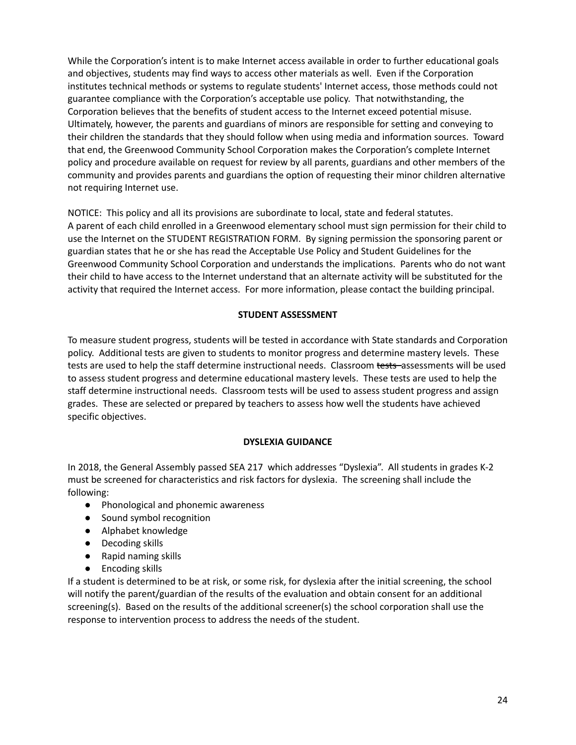While the Corporation's intent is to make Internet access available in order to further educational goals and objectives, students may find ways to access other materials as well. Even if the Corporation institutes technical methods or systems to regulate students' Internet access, those methods could not guarantee compliance with the Corporation's acceptable use policy. That notwithstanding, the Corporation believes that the benefits of student access to the Internet exceed potential misuse. Ultimately, however, the parents and guardians of minors are responsible for setting and conveying to their children the standards that they should follow when using media and information sources. Toward that end, the Greenwood Community School Corporation makes the Corporation's complete Internet policy and procedure available on request for review by all parents, guardians and other members of the community and provides parents and guardians the option of requesting their minor children alternative not requiring Internet use.

NOTICE: This policy and all its provisions are subordinate to local, state and federal statutes.
A parent of each child enrolled in a Greenwood elementary school must sign permission for their child to use the Internet on the STUDENT REGISTRATION FORM. By signing permission the sponsoring parent or guardian states that he or she has read the Acceptable Use Policy and Student Guidelines for the Greenwood Community School Corporation and understands the implications. Parents who do not want their child to have access to the Internet understand that an alternate activity will be substituted for the activity that required the Internet access. For more information, please contact the building principal.

## STUDENT ASSESSMENT

To measure student progress, students will be tested in accordance with State standards and Corporation policy. Additional tests are given to students to monitor progress and determine mastery levels. These tests are used to help the staff determine instructional needs. Classroom ~~tests~~ assessments will be used to assess student progress and determine educational mastery levels. These tests are used to help the staff determine instructional needs. Classroom tests will be used to assess student progress and assign grades. These are selected or prepared by teachers to assess how well the students have achieved specific objectives.

## DYSLEXIA GUIDANCE

In 2018, the General Assembly passed SEA 217 which addresses "Dyslexia". All students in grades K-2 must be screened for characteristics and risk factors for dyslexia. The screening shall include the following:

- Phonological and phonemic awareness
- Sound symbol recognition
- Alphabet knowledge
- Decoding skills
- Rapid naming skills
- Encoding skills

If a student is determined to be at risk, or some risk, for dyslexia after the initial screening, the school will notify the parent/guardian of the results of the evaluation and obtain consent for an additional screening(s). Based on the results of the additional screener(s) the school corporation shall use the response to intervention process to address the needs of the student.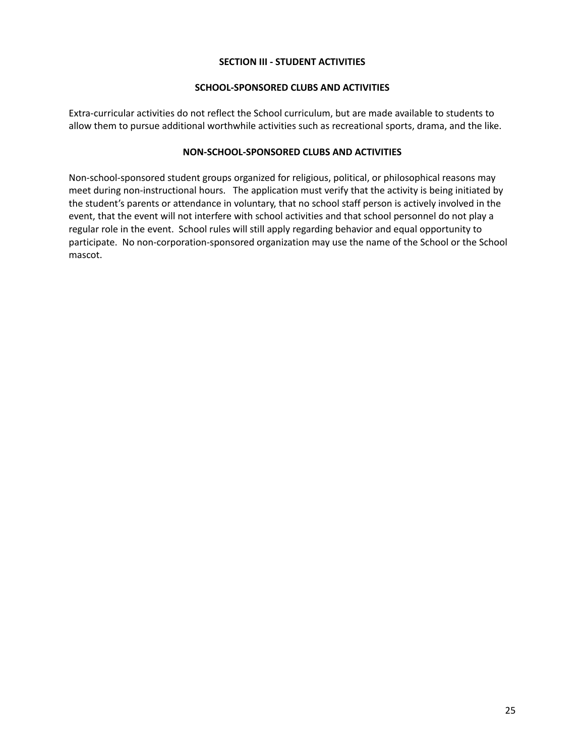## SECTION III - STUDENT ACTIVITIES

### SCHOOL-SPONSORED CLUBS AND ACTIVITIES

Extra-curricular activities do not reflect the School curriculum, but are made available to students to allow them to pursue additional worthwhile activities such as recreational sports, drama, and the like.

### NON-SCHOOL-SPONSORED CLUBS AND ACTIVITIES

Non-school-sponsored student groups organized for religious, political, or philosophical reasons may meet during non-instructional hours. The application must verify that the activity is being initiated by the student's parents or attendance in voluntary, that no school staff person is actively involved in the event, that the event will not interfere with school activities and that school personnel do not play a regular role in the event. School rules will still apply regarding behavior and equal opportunity to participate. No non-corporation-sponsored organization may use the name of the School or the School mascot.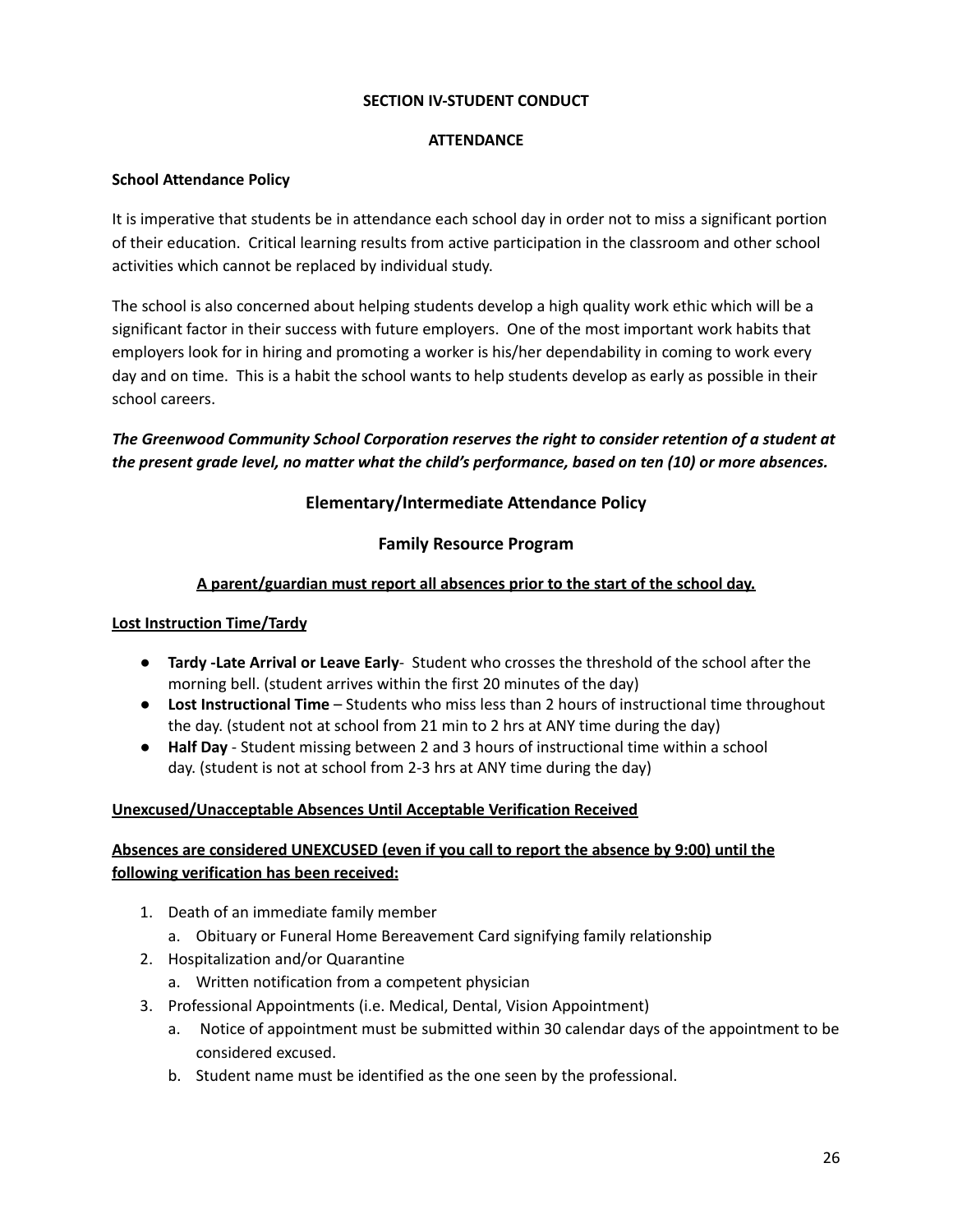## SECTION IV-STUDENT CONDUCT

## ATTENDANCE

### School Attendance Policy

It is imperative that students be in attendance each school day in order not to miss a significant portion of their education. Critical learning results from active participation in the classroom and other school activities which cannot be replaced by individual study.

The school is also concerned about helping students develop a high quality work ethic which will be a significant factor in their success with future employers. One of the most important work habits that employers look for in hiring and promoting a worker is his/her dependability in coming to work every day and on time. This is a habit the school wants to help students develop as early as possible in their school careers.

***The Greenwood Community School Corporation reserves the right to consider retention of a student at the present grade level, no matter what the child's performance, based on ten (10) or more absences.***

## Elementary/Intermediate Attendance Policy

## Family Resource Program

**A parent/guardian must report all absences prior to the start of the school day.**

**Lost Instruction Time/Tardy**

- **Tardy -Late Arrival or Leave Early**- Student who crosses the threshold of the school after the morning bell. (student arrives within the first 20 minutes of the day)
- **Lost Instructional Time** – Students who miss less than 2 hours of instructional time throughout the day. (student not at school from 21 min to 2 hrs at ANY time during the day)
- **Half Day** - Student missing between 2 and 3 hours of instructional time within a school day. (student is not at school from 2-3 hrs at ANY time during the day)

**Unexcused/Unacceptable Absences Until Acceptable Verification Received**

**Absences are considered UNEXCUSED (even if you call to report the absence by 9:00) until the following verification has been received:**

1. Death of an immediate family member
   a. Obituary or Funeral Home Bereavement Card signifying family relationship
2. Hospitalization and/or Quarantine
   a. Written notification from a competent physician
3. Professional Appointments (i.e. Medical, Dental, Vision Appointment)
   a. Notice of appointment must be submitted within 30 calendar days of the appointment to be considered excused.
   b. Student name must be identified as the one seen by the professional.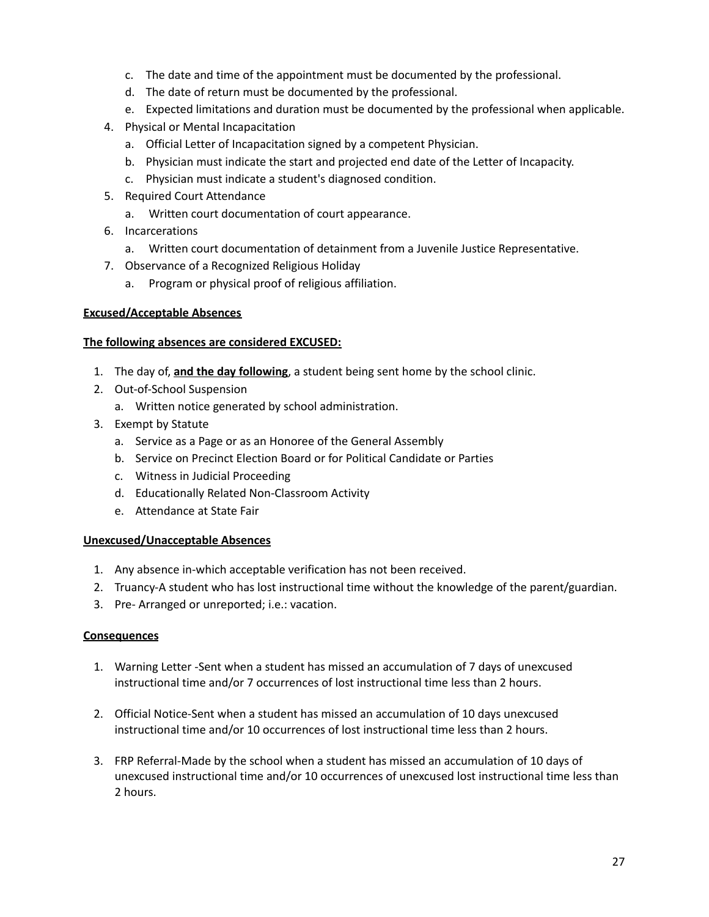c. The date and time of the appointment must be documented by the professional.
   d. The date of return must be documented by the professional.
   e. Expected limitations and duration must be documented by the professional when applicable.
4. Physical or Mental Incapacitation
   a. Official Letter of Incapacitation signed by a competent Physician.
   b. Physician must indicate the start and projected end date of the Letter of Incapacity.
   c. Physician must indicate a student's diagnosed condition.
5. Required Court Attendance
   a. Written court documentation of court appearance.
6. Incarcerations
   a. Written court documentation of detainment from a Juvenile Justice Representative.
7. Observance of a Recognized Religious Holiday
   a. Program or physical proof of religious affiliation.

**Excused/Acceptable Absences**

**The following absences are considered EXCUSED:**

1. The day of, **and the day following**, a student being sent home by the school clinic.
2. Out-of-School Suspension
   a. Written notice generated by school administration.
3. Exempt by Statute
   a. Service as a Page or as an Honoree of the General Assembly
   b. Service on Precinct Election Board or for Political Candidate or Parties
   c. Witness in Judicial Proceeding
   d. Educationally Related Non-Classroom Activity
   e. Attendance at State Fair

**Unexcused/Unacceptable Absences**

1. Any absence in-which acceptable verification has not been received.
2. Truancy-A student who has lost instructional time without the knowledge of the parent/guardian.
3. Pre- Arranged or unreported; i.e.: vacation.

**Consequences**

1. Warning Letter -Sent when a student has missed an accumulation of 7 days of unexcused instructional time and/or 7 occurrences of lost instructional time less than 2 hours.

2. Official Notice-Sent when a student has missed an accumulation of 10 days unexcused instructional time and/or 10 occurrences of lost instructional time less than 2 hours.

3. FRP Referral-Made by the school when a student has missed an accumulation of 10 days of unexcused instructional time and/or 10 occurrences of unexcused lost instructional time less than 2 hours.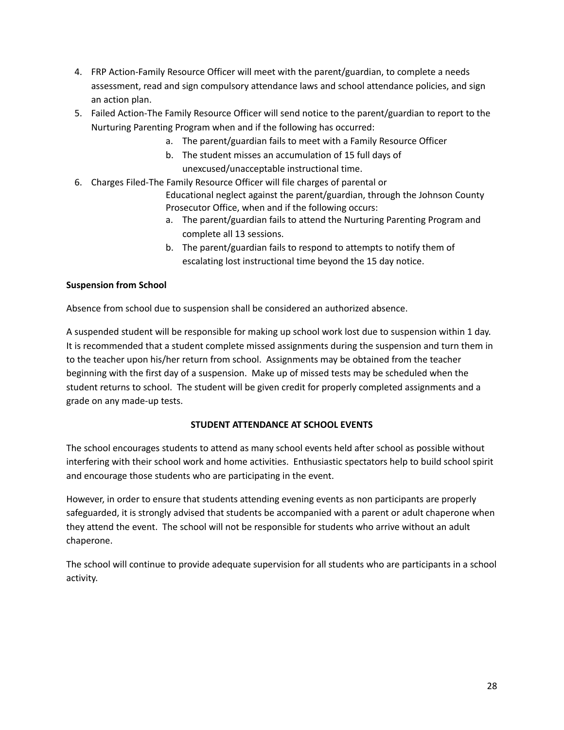4. FRP Action-Family Resource Officer will meet with the parent/guardian, to complete a needs assessment, read and sign compulsory attendance laws and school attendance policies, and sign an action plan.
5. Failed Action-The Family Resource Officer will send notice to the parent/guardian to report to the Nurturing Parenting Program when and if the following has occurred:
    a. The parent/guardian fails to meet with a Family Resource Officer
    b. The student misses an accumulation of 15 full days of unexcused/unacceptable instructional time.
6. Charges Filed-The Family Resource Officer will file charges of parental or Educational neglect against the parent/guardian, through the Johnson County Prosecutor Office, when and if the following occurs:
    a. The parent/guardian fails to attend the Nurturing Parenting Program and complete all 13 sessions.
    b. The parent/guardian fails to respond to attempts to notify them of escalating lost instructional time beyond the 15 day notice.

**Suspension from School**

Absence from school due to suspension shall be considered an authorized absence.

A suspended student will be responsible for making up school work lost due to suspension within 1 day. It is recommended that a student complete missed assignments during the suspension and turn them in to the teacher upon his/her return from school. Assignments may be obtained from the teacher beginning with the first day of a suspension. Make up of missed tests may be scheduled when the student returns to school. The student will be given credit for properly completed assignments and a grade on any made-up tests.

**STUDENT ATTENDANCE AT SCHOOL EVENTS**

The school encourages students to attend as many school events held after school as possible without interfering with their school work and home activities. Enthusiastic spectators help to build school spirit and encourage those students who are participating in the event.

However, in order to ensure that students attending evening events as non participants are properly safeguarded, it is strongly advised that students be accompanied with a parent or adult chaperone when they attend the event. The school will not be responsible for students who arrive without an adult chaperone.

The school will continue to provide adequate supervision for all students who are participants in a school activity.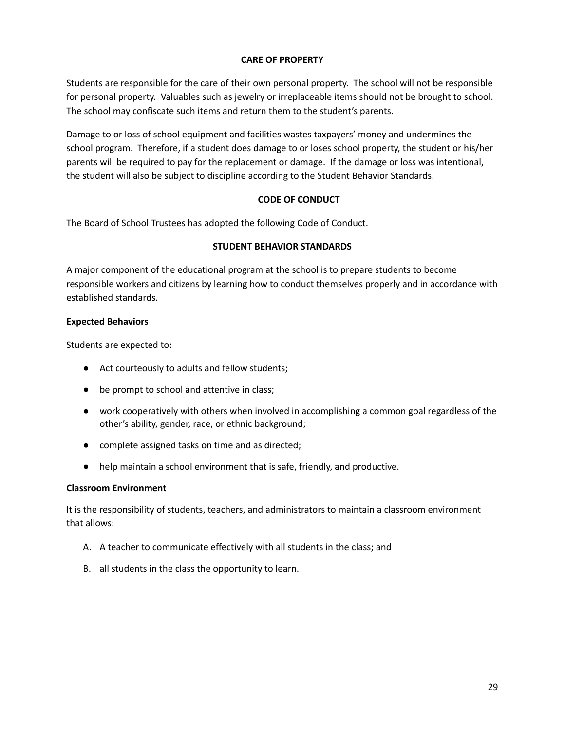## CARE OF PROPERTY

Students are responsible for the care of their own personal property. The school will not be responsible for personal property. Valuables such as jewelry or irreplaceable items should not be brought to school. The school may confiscate such items and return them to the student's parents.

Damage to or loss of school equipment and facilities wastes taxpayers' money and undermines the school program. Therefore, if a student does damage to or loses school property, the student or his/her parents will be required to pay for the replacement or damage. If the damage or loss was intentional, the student will also be subject to discipline according to the Student Behavior Standards.

## CODE OF CONDUCT

The Board of School Trustees has adopted the following Code of Conduct.

## STUDENT BEHAVIOR STANDARDS

A major component of the educational program at the school is to prepare students to become responsible workers and citizens by learning how to conduct themselves properly and in accordance with established standards.

### Expected Behaviors

Students are expected to:

- Act courteously to adults and fellow students;
- be prompt to school and attentive in class;
- work cooperatively with others when involved in accomplishing a common goal regardless of the other's ability, gender, race, or ethnic background;
- complete assigned tasks on time and as directed;
- help maintain a school environment that is safe, friendly, and productive.

### Classroom Environment

It is the responsibility of students, teachers, and administrators to maintain a classroom environment that allows:

A. A teacher to communicate effectively with all students in the class; and

B. all students in the class the opportunity to learn.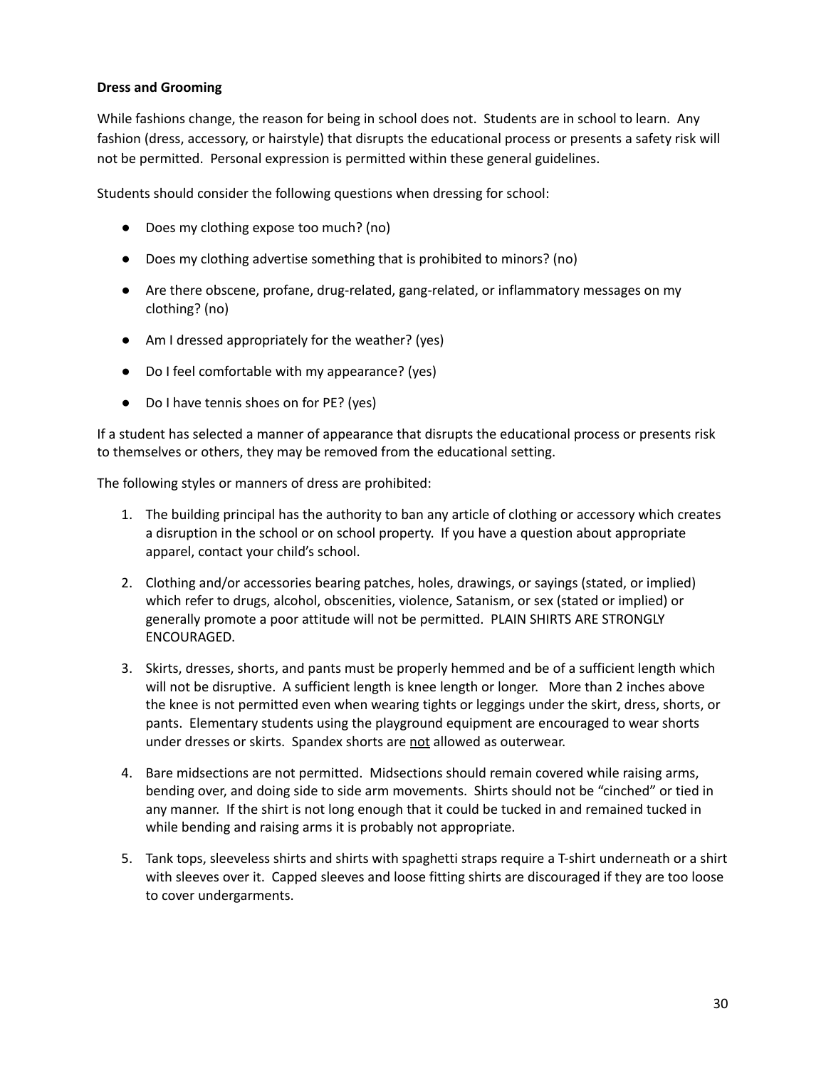**Dress and Grooming**

While fashions change, the reason for being in school does not. Students are in school to learn. Any fashion (dress, accessory, or hairstyle) that disrupts the educational process or presents a safety risk will not be permitted. Personal expression is permitted within these general guidelines.

Students should consider the following questions when dressing for school:

- Does my clothing expose too much? (no)
- Does my clothing advertise something that is prohibited to minors? (no)
- Are there obscene, profane, drug-related, gang-related, or inflammatory messages on my clothing? (no)
- Am I dressed appropriately for the weather? (yes)
- Do I feel comfortable with my appearance? (yes)
- Do I have tennis shoes on for PE? (yes)

If a student has selected a manner of appearance that disrupts the educational process or presents risk to themselves or others, they may be removed from the educational setting.

The following styles or manners of dress are prohibited:

1. The building principal has the authority to ban any article of clothing or accessory which creates a disruption in the school or on school property. If you have a question about appropriate apparel, contact your child's school.
2. Clothing and/or accessories bearing patches, holes, drawings, or sayings (stated, or implied) which refer to drugs, alcohol, obscenities, violence, Satanism, or sex (stated or implied) or generally promote a poor attitude will not be permitted. PLAIN SHIRTS ARE STRONGLY ENCOURAGED.
3. Skirts, dresses, shorts, and pants must be properly hemmed and be of a sufficient length which will not be disruptive. A sufficient length is knee length or longer. More than 2 inches above the knee is not permitted even when wearing tights or leggings under the skirt, dress, shorts, or pants. Elementary students using the playground equipment are encouraged to wear shorts under dresses or skirts. Spandex shorts are <u>not</u> allowed as outerwear.
4. Bare midsections are not permitted. Midsections should remain covered while raising arms, bending over, and doing side to side arm movements. Shirts should not be "cinched" or tied in any manner. If the shirt is not long enough that it could be tucked in and remained tucked in while bending and raising arms it is probably not appropriate.
5. Tank tops, sleeveless shirts and shirts with spaghetti straps require a T-shirt underneath or a shirt with sleeves over it. Capped sleeves and loose fitting shirts are discouraged if they are too loose to cover undergarments.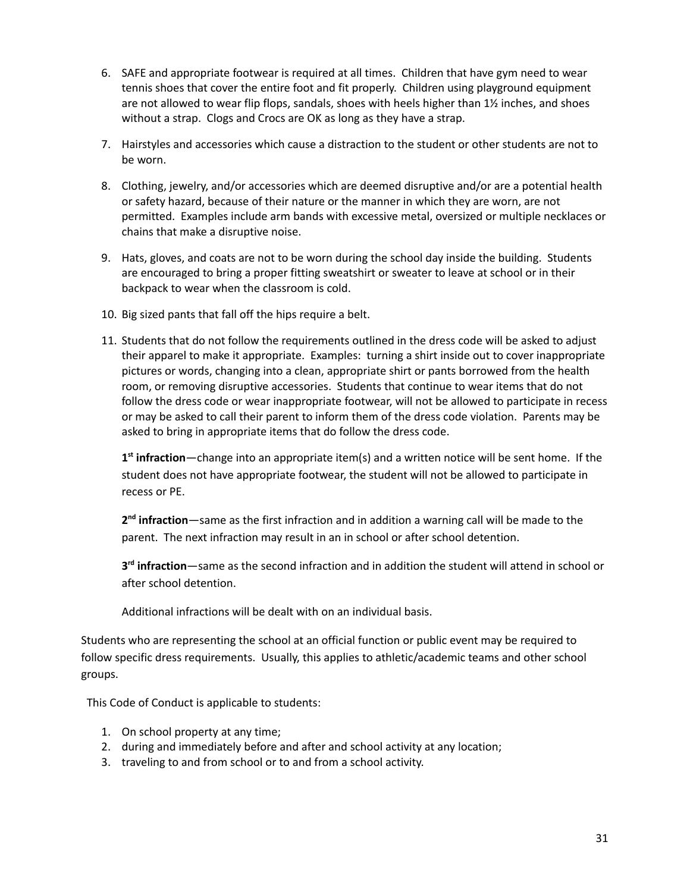6. SAFE and appropriate footwear is required at all times. Children that have gym need to wear tennis shoes that cover the entire foot and fit properly. Children using playground equipment are not allowed to wear flip flops, sandals, shoes with heels higher than 1½ inches, and shoes without a strap. Clogs and Crocs are OK as long as they have a strap.

7. Hairstyles and accessories which cause a distraction to the student or other students are not to be worn.

8. Clothing, jewelry, and/or accessories which are deemed disruptive and/or are a potential health or safety hazard, because of their nature or the manner in which they are worn, are not permitted. Examples include arm bands with excessive metal, oversized or multiple necklaces or chains that make a disruptive noise.

9. Hats, gloves, and coats are not to be worn during the school day inside the building. Students are encouraged to bring a proper fitting sweatshirt or sweater to leave at school or in their backpack to wear when the classroom is cold.

10. Big sized pants that fall off the hips require a belt.

11. Students that do not follow the requirements outlined in the dress code will be asked to adjust their apparel to make it appropriate. Examples: turning a shirt inside out to cover inappropriate pictures or words, changing into a clean, appropriate shirt or pants borrowed from the health room, or removing disruptive accessories. Students that continue to wear items that do not follow the dress code or wear inappropriate footwear, will not be allowed to participate in recess or may be asked to call their parent to inform them of the dress code violation. Parents may be asked to bring in appropriate items that do follow the dress code.

    **1st infraction**—change into an appropriate item(s) and a written notice will be sent home. If the student does not have appropriate footwear, the student will not be allowed to participate in recess or PE.

    **2nd infraction**—same as the first infraction and in addition a warning call will be made to the parent. The next infraction may result in an in school or after school detention.

    **3rd infraction**—same as the second infraction and in addition the student will attend in school or after school detention.

    Additional infractions will be dealt with on an individual basis.

Students who are representing the school at an official function or public event may be required to follow specific dress requirements. Usually, this applies to athletic/academic teams and other school groups.

This Code of Conduct is applicable to students:

1. On school property at any time;
2. during and immediately before and after and school activity at any location;
3. traveling to and from school or to and from a school activity.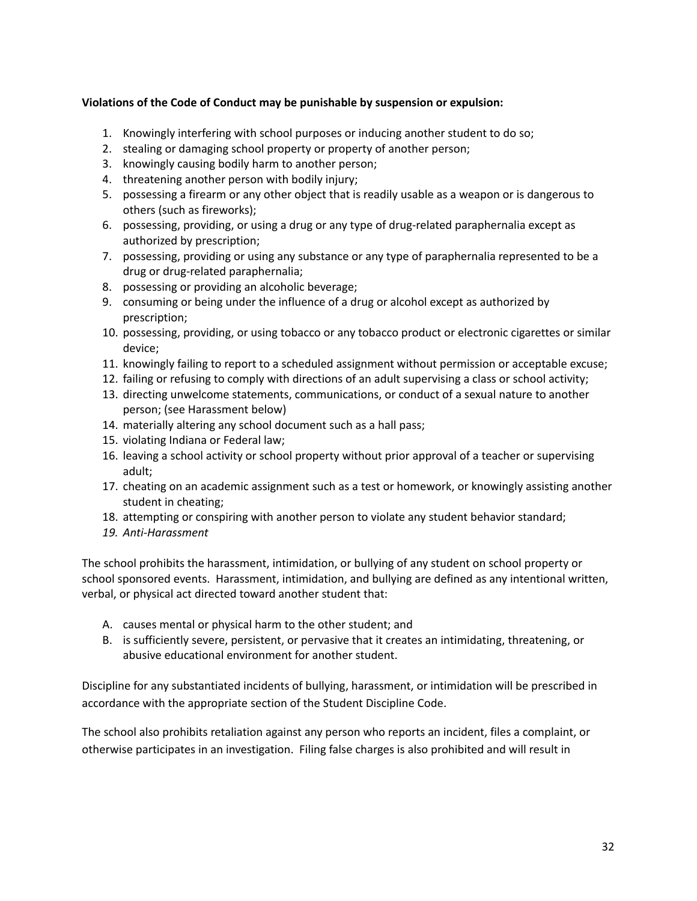**Violations of the Code of Conduct may be punishable by suspension or expulsion:**

1. Knowingly interfering with school purposes or inducing another student to do so;
2. stealing or damaging school property or property of another person;
3. knowingly causing bodily harm to another person;
4. threatening another person with bodily injury;
5. possessing a firearm or any other object that is readily usable as a weapon or is dangerous to others (such as fireworks);
6. possessing, providing, or using a drug or any type of drug-related paraphernalia except as authorized by prescription;
7. possessing, providing or using any substance or any type of paraphernalia represented to be a drug or drug-related paraphernalia;
8. possessing or providing an alcoholic beverage;
9. consuming or being under the influence of a drug or alcohol except as authorized by prescription;
10. possessing, providing, or using tobacco or any tobacco product or electronic cigarettes or similar device;
11. knowingly failing to report to a scheduled assignment without permission or acceptable excuse;
12. failing or refusing to comply with directions of an adult supervising a class or school activity;
13. directing unwelcome statements, communications, or conduct of a sexual nature to another person; (see Harassment below)
14. materially altering any school document such as a hall pass;
15. violating Indiana or Federal law;
16. leaving a school activity or school property without prior approval of a teacher or supervising adult;
17. cheating on an academic assignment such as a test or homework, or knowingly assisting another student in cheating;
18. attempting or conspiring with another person to violate any student behavior standard;
19. *Anti-Harassment*

The school prohibits the harassment, intimidation, or bullying of any student on school property or school sponsored events. Harassment, intimidation, and bullying are defined as any intentional written, verbal, or physical act directed toward another student that:

A. causes mental or physical harm to the other student; and
B. is sufficiently severe, persistent, or pervasive that it creates an intimidating, threatening, or abusive educational environment for another student.

Discipline for any substantiated incidents of bullying, harassment, or intimidation will be prescribed in accordance with the appropriate section of the Student Discipline Code.

The school also prohibits retaliation against any person who reports an incident, files a complaint, or otherwise participates in an investigation. Filing false charges is also prohibited and will result in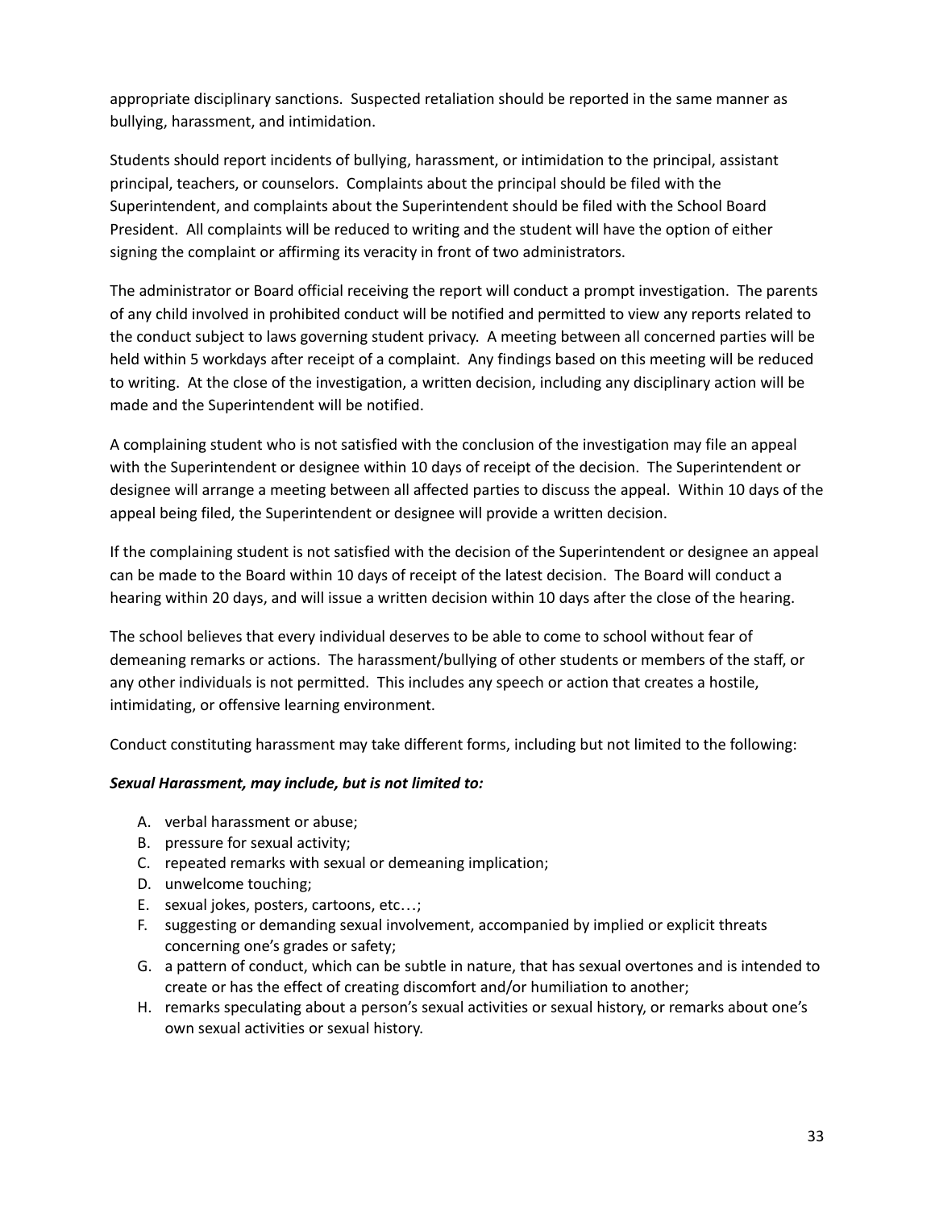appropriate disciplinary sanctions. Suspected retaliation should be reported in the same manner as bullying, harassment, and intimidation.

Students should report incidents of bullying, harassment, or intimidation to the principal, assistant principal, teachers, or counselors. Complaints about the principal should be filed with the Superintendent, and complaints about the Superintendent should be filed with the School Board President. All complaints will be reduced to writing and the student will have the option of either signing the complaint or affirming its veracity in front of two administrators.

The administrator or Board official receiving the report will conduct a prompt investigation. The parents of any child involved in prohibited conduct will be notified and permitted to view any reports related to the conduct subject to laws governing student privacy. A meeting between all concerned parties will be held within 5 workdays after receipt of a complaint. Any findings based on this meeting will be reduced to writing. At the close of the investigation, a written decision, including any disciplinary action will be made and the Superintendent will be notified.

A complaining student who is not satisfied with the conclusion of the investigation may file an appeal with the Superintendent or designee within 10 days of receipt of the decision. The Superintendent or designee will arrange a meeting between all affected parties to discuss the appeal. Within 10 days of the appeal being filed, the Superintendent or designee will provide a written decision.

If the complaining student is not satisfied with the decision of the Superintendent or designee an appeal can be made to the Board within 10 days of receipt of the latest decision. The Board will conduct a hearing within 20 days, and will issue a written decision within 10 days after the close of the hearing.

The school believes that every individual deserves to be able to come to school without fear of demeaning remarks or actions. The harassment/bullying of other students or members of the staff, or any other individuals is not permitted. This includes any speech or action that creates a hostile, intimidating, or offensive learning environment.

Conduct constituting harassment may take different forms, including but not limited to the following:

***Sexual Harassment, may include, but is not limited to:***

A. verbal harassment or abuse;
B. pressure for sexual activity;
C. repeated remarks with sexual or demeaning implication;
D. unwelcome touching;
E. sexual jokes, posters, cartoons, etc…;
F. suggesting or demanding sexual involvement, accompanied by implied or explicit threats concerning one's grades or safety;
G. a pattern of conduct, which can be subtle in nature, that has sexual overtones and is intended to create or has the effect of creating discomfort and/or humiliation to another;
H. remarks speculating about a person's sexual activities or sexual history, or remarks about one's own sexual activities or sexual history.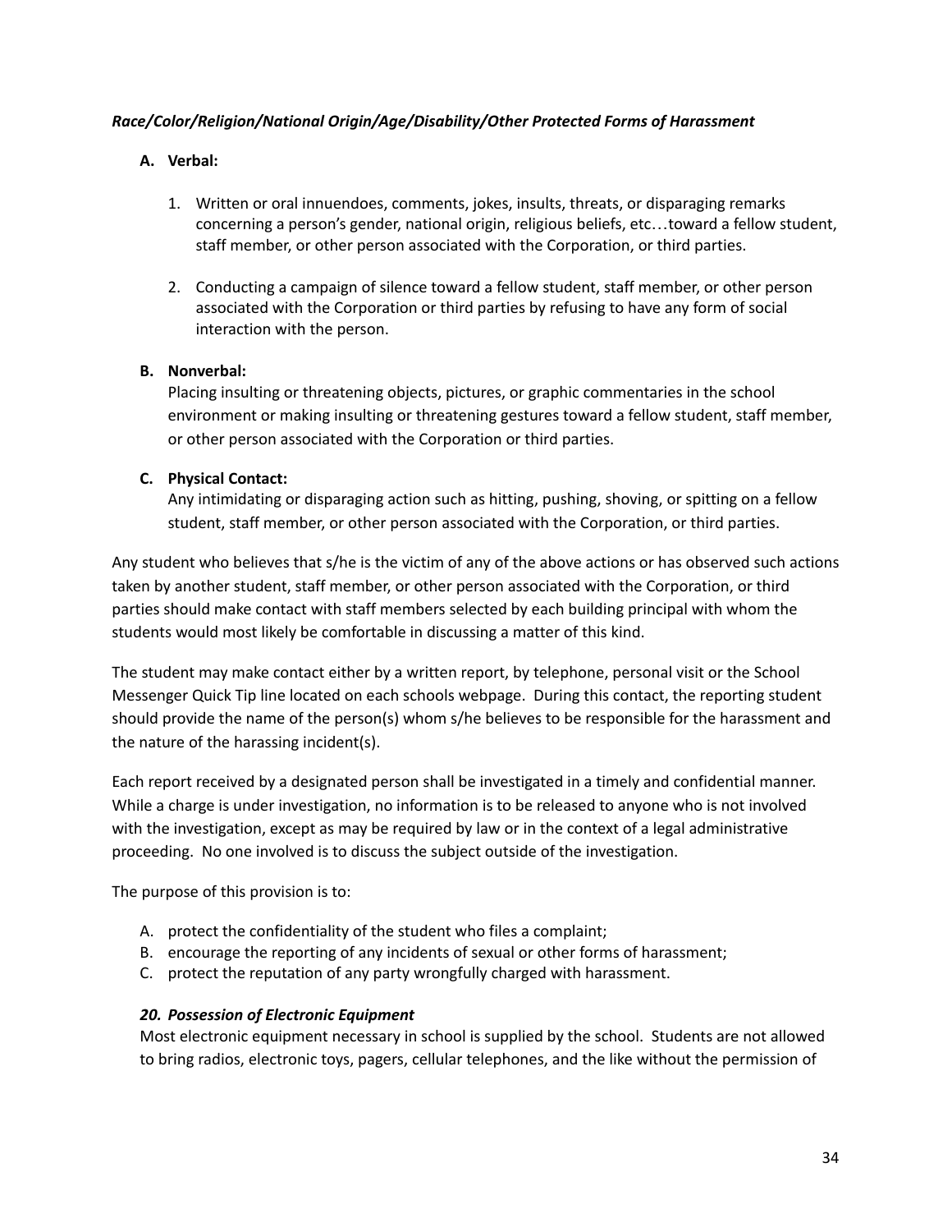***Race/Color/Religion/National Origin/Age/Disability/Other Protected Forms of Harassment***

**A. Verbal:**

1. Written or oral innuendoes, comments, jokes, insults, threats, or disparaging remarks concerning a person's gender, national origin, religious beliefs, etc…toward a fellow student, staff member, or other person associated with the Corporation, or third parties.

2. Conducting a campaign of silence toward a fellow student, staff member, or other person associated with the Corporation or third parties by refusing to have any form of social interaction with the person.

**B. Nonverbal:**

Placing insulting or threatening objects, pictures, or graphic commentaries in the school environment or making insulting or threatening gestures toward a fellow student, staff member, or other person associated with the Corporation or third parties.

**C. Physical Contact:**

Any intimidating or disparaging action such as hitting, pushing, shoving, or spitting on a fellow student, staff member, or other person associated with the Corporation, or third parties.

Any student who believes that s/he is the victim of any of the above actions or has observed such actions taken by another student, staff member, or other person associated with the Corporation, or third parties should make contact with staff members selected by each building principal with whom the students would most likely be comfortable in discussing a matter of this kind.

The student may make contact either by a written report, by telephone, personal visit or the School Messenger Quick Tip line located on each schools webpage. During this contact, the reporting student should provide the name of the person(s) whom s/he believes to be responsible for the harassment and the nature of the harassing incident(s).

Each report received by a designated person shall be investigated in a timely and confidential manner. While a charge is under investigation, no information is to be released to anyone who is not involved with the investigation, except as may be required by law or in the context of a legal administrative proceeding. No one involved is to discuss the subject outside of the investigation.

The purpose of this provision is to:

A. protect the confidentiality of the student who files a complaint;
B. encourage the reporting of any incidents of sexual or other forms of harassment;
C. protect the reputation of any party wrongfully charged with harassment.

***20. Possession of Electronic Equipment***

Most electronic equipment necessary in school is supplied by the school. Students are not allowed to bring radios, electronic toys, pagers, cellular telephones, and the like without the permission of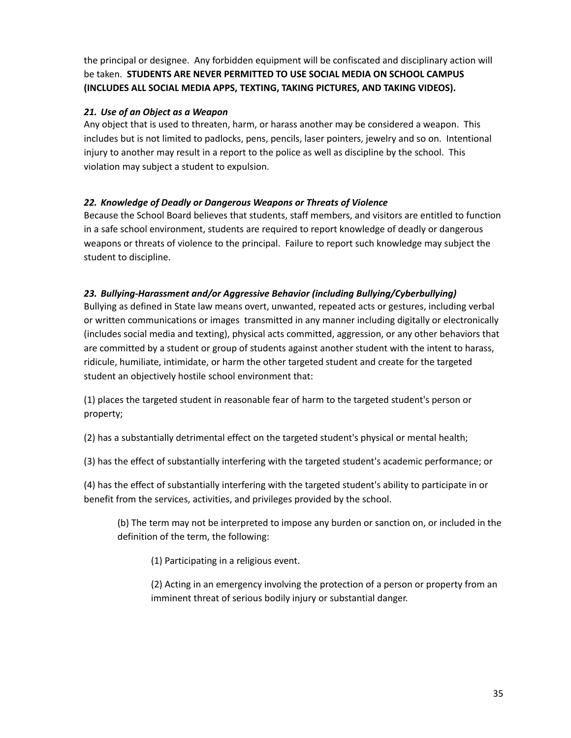the principal or designee. Any forbidden equipment will be confiscated and disciplinary action will be taken. **STUDENTS ARE NEVER PERMITTED TO USE SOCIAL MEDIA ON SCHOOL CAMPUS (INCLUDES ALL SOCIAL MEDIA APPS, TEXTING, TAKING PICTURES, AND TAKING VIDEOS).**

***21. Use of an Object as a Weapon***

Any object that is used to threaten, harm, or harass another may be considered a weapon. This includes but is not limited to padlocks, pens, pencils, laser pointers, jewelry and so on. Intentional injury to another may result in a report to the police as well as discipline by the school. This violation may subject a student to expulsion.

***22. Knowledge of Deadly or Dangerous Weapons or Threats of Violence***

Because the School Board believes that students, staff members, and visitors are entitled to function in a safe school environment, students are required to report knowledge of deadly or dangerous weapons or threats of violence to the principal. Failure to report such knowledge may subject the student to discipline.

***23. Bullying-Harassment and/or Aggressive Behavior (including Bullying/Cyberbullying)***

Bullying as defined in State law means overt, unwanted, repeated acts or gestures, including verbal or written communications or images transmitted in any manner including digitally or electronically (includes social media and texting), physical acts committed, aggression, or any other behaviors that are committed by a student or group of students against another student with the intent to harass, ridicule, humiliate, intimidate, or harm the other targeted student and create for the targeted student an objectively hostile school environment that:

(1) places the targeted student in reasonable fear of harm to the targeted student's person or property;

(2) has a substantially detrimental effect on the targeted student's physical or mental health;

(3) has the effect of substantially interfering with the targeted student's academic performance; or

(4) has the effect of substantially interfering with the targeted student's ability to participate in or benefit from the services, activities, and privileges provided by the school.

> (b) The term may not be interpreted to impose any burden or sanction on, or included in the definition of the term, the following:
>
> > (1) Participating in a religious event.
> >
> > (2) Acting in an emergency involving the protection of a person or property from an imminent threat of serious bodily injury or substantial danger.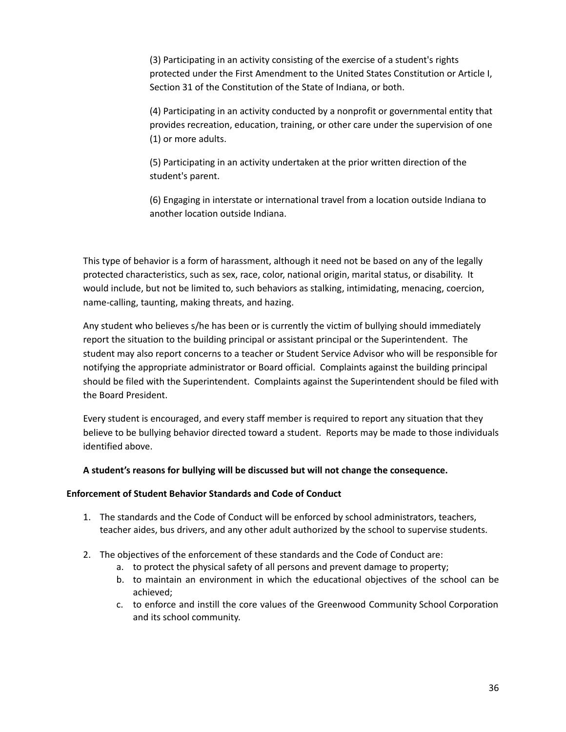(3) Participating in an activity consisting of the exercise of a student's rights protected under the First Amendment to the United States Constitution or Article I, Section 31 of the Constitution of the State of Indiana, or both.

(4) Participating in an activity conducted by a nonprofit or governmental entity that provides recreation, education, training, or other care under the supervision of one (1) or more adults.

(5) Participating in an activity undertaken at the prior written direction of the student's parent.

(6) Engaging in interstate or international travel from a location outside Indiana to another location outside Indiana.

This type of behavior is a form of harassment, although it need not be based on any of the legally protected characteristics, such as sex, race, color, national origin, marital status, or disability. It would include, but not be limited to, such behaviors as stalking, intimidating, menacing, coercion, name-calling, taunting, making threats, and hazing.

Any student who believes s/he has been or is currently the victim of bullying should immediately report the situation to the building principal or assistant principal or the Superintendent. The student may also report concerns to a teacher or Student Service Advisor who will be responsible for notifying the appropriate administrator or Board official. Complaints against the building principal should be filed with the Superintendent. Complaints against the Superintendent should be filed with the Board President.

Every student is encouraged, and every staff member is required to report any situation that they believe to be bullying behavior directed toward a student. Reports may be made to those individuals identified above.

**A student's reasons for bullying will be discussed but will not change the consequence.**

**Enforcement of Student Behavior Standards and Code of Conduct**

1. The standards and the Code of Conduct will be enforced by school administrators, teachers, teacher aides, bus drivers, and any other adult authorized by the school to supervise students.

2. The objectives of the enforcement of these standards and the Code of Conduct are:
    a. to protect the physical safety of all persons and prevent damage to property;
    b. to maintain an environment in which the educational objectives of the school can be achieved;
    c. to enforce and instill the core values of the Greenwood Community School Corporation and its school community.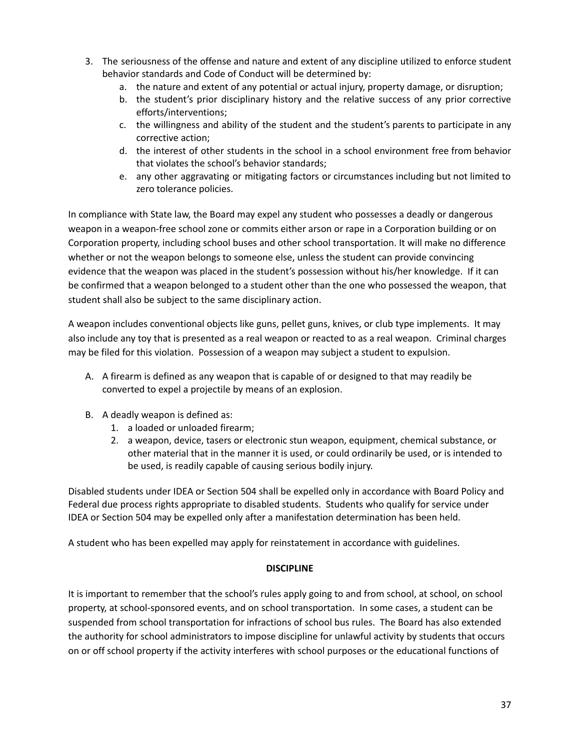3. The seriousness of the offense and nature and extent of any discipline utilized to enforce student behavior standards and Code of Conduct will be determined by:
    a. the nature and extent of any potential or actual injury, property damage, or disruption;
    b. the student's prior disciplinary history and the relative success of any prior corrective efforts/interventions;
    c. the willingness and ability of the student and the student's parents to participate in any corrective action;
    d. the interest of other students in the school in a school environment free from behavior that violates the school's behavior standards;
    e. any other aggravating or mitigating factors or circumstances including but not limited to zero tolerance policies.

In compliance with State law, the Board may expel any student who possesses a deadly or dangerous weapon in a weapon-free school zone or commits either arson or rape in a Corporation building or on Corporation property, including school buses and other school transportation. It will make no difference whether or not the weapon belongs to someone else, unless the student can provide convincing evidence that the weapon was placed in the student's possession without his/her knowledge. If it can be confirmed that a weapon belonged to a student other than the one who possessed the weapon, that student shall also be subject to the same disciplinary action.

A weapon includes conventional objects like guns, pellet guns, knives, or club type implements. It may also include any toy that is presented as a real weapon or reacted to as a real weapon. Criminal charges may be filed for this violation. Possession of a weapon may subject a student to expulsion.

A. A firearm is defined as any weapon that is capable of or designed to that may readily be converted to expel a projectile by means of an explosion.

B. A deadly weapon is defined as:
    1. a loaded or unloaded firearm;
    2. a weapon, device, tasers or electronic stun weapon, equipment, chemical substance, or other material that in the manner it is used, or could ordinarily be used, or is intended to be used, is readily capable of causing serious bodily injury.

Disabled students under IDEA or Section 504 shall be expelled only in accordance with Board Policy and Federal due process rights appropriate to disabled students. Students who qualify for service under IDEA or Section 504 may be expelled only after a manifestation determination has been held.

A student who has been expelled may apply for reinstatement in accordance with guidelines.

**DISCIPLINE**

It is important to remember that the school's rules apply going to and from school, at school, on school property, at school-sponsored events, and on school transportation. In some cases, a student can be suspended from school transportation for infractions of school bus rules. The Board has also extended the authority for school administrators to impose discipline for unlawful activity by students that occurs on or off school property if the activity interferes with school purposes or the educational functions of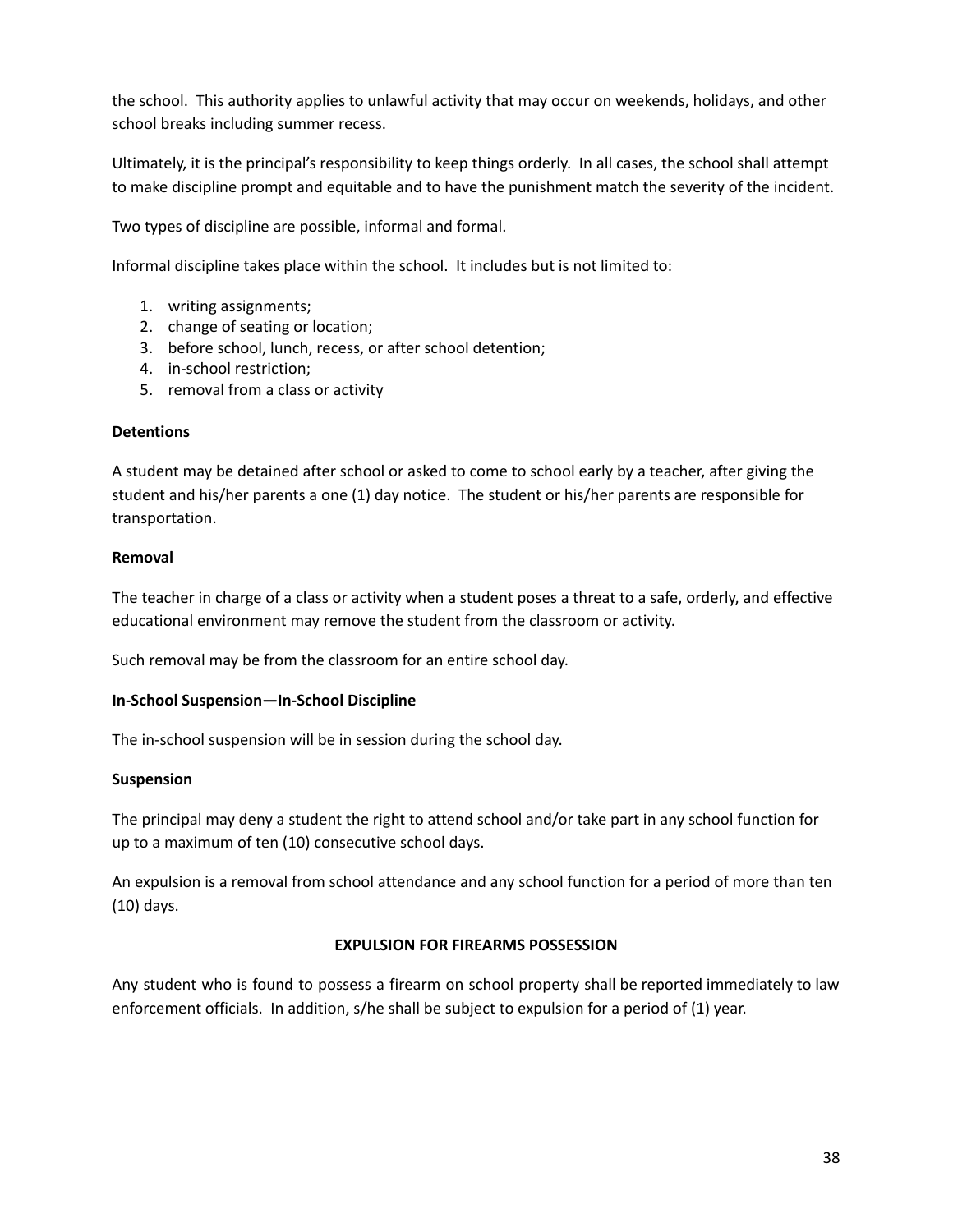the school. This authority applies to unlawful activity that may occur on weekends, holidays, and other school breaks including summer recess.

Ultimately, it is the principal's responsibility to keep things orderly. In all cases, the school shall attempt to make discipline prompt and equitable and to have the punishment match the severity of the incident.

Two types of discipline are possible, informal and formal.

Informal discipline takes place within the school. It includes but is not limited to:

1. writing assignments;
2. change of seating or location;
3. before school, lunch, recess, or after school detention;
4. in-school restriction;
5. removal from a class or activity

**Detentions**

A student may be detained after school or asked to come to school early by a teacher, after giving the student and his/her parents a one (1) day notice. The student or his/her parents are responsible for transportation.

**Removal**

The teacher in charge of a class or activity when a student poses a threat to a safe, orderly, and effective educational environment may remove the student from the classroom or activity.

Such removal may be from the classroom for an entire school day.

**In-School Suspension—In-School Discipline**

The in-school suspension will be in session during the school day.

**Suspension**

The principal may deny a student the right to attend school and/or take part in any school function for up to a maximum of ten (10) consecutive school days.

An expulsion is a removal from school attendance and any school function for a period of more than ten (10) days.

**EXPULSION FOR FIREARMS POSSESSION**

Any student who is found to possess a firearm on school property shall be reported immediately to law enforcement officials. In addition, s/he shall be subject to expulsion for a period of (1) year.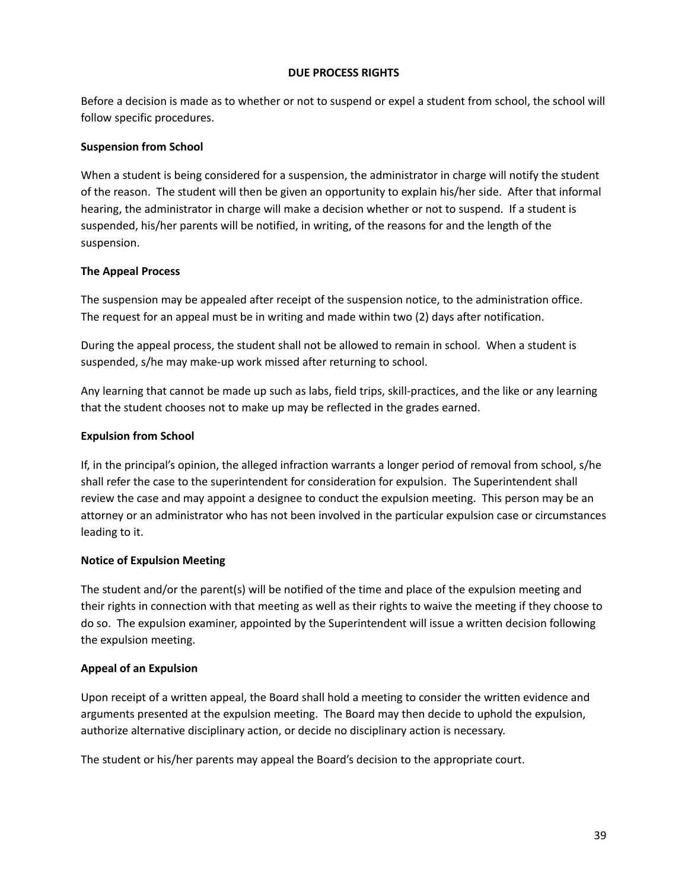## DUE PROCESS RIGHTS

Before a decision is made as to whether or not to suspend or expel a student from school, the school will follow specific procedures.

### Suspension from School

When a student is being considered for a suspension, the administrator in charge will notify the student of the reason. The student will then be given an opportunity to explain his/her side. After that informal hearing, the administrator in charge will make a decision whether or not to suspend. If a student is suspended, his/her parents will be notified, in writing, of the reasons for and the length of the suspension.

### The Appeal Process

The suspension may be appealed after receipt of the suspension notice, to the administration office. The request for an appeal must be in writing and made within two (2) days after notification.

During the appeal process, the student shall not be allowed to remain in school. When a student is suspended, s/he may make-up work missed after returning to school.

Any learning that cannot be made up such as labs, field trips, skill-practices, and the like or any learning that the student chooses not to make up may be reflected in the grades earned.

### Expulsion from School

If, in the principal's opinion, the alleged infraction warrants a longer period of removal from school, s/he shall refer the case to the superintendent for consideration for expulsion. The Superintendent shall review the case and may appoint a designee to conduct the expulsion meeting. This person may be an attorney or an administrator who has not been involved in the particular expulsion case or circumstances leading to it.

### Notice of Expulsion Meeting

The student and/or the parent(s) will be notified of the time and place of the expulsion meeting and their rights in connection with that meeting as well as their rights to waive the meeting if they choose to do so. The expulsion examiner, appointed by the Superintendent will issue a written decision following the expulsion meeting.

### Appeal of an Expulsion

Upon receipt of a written appeal, the Board shall hold a meeting to consider the written evidence and arguments presented at the expulsion meeting. The Board may then decide to uphold the expulsion, authorize alternative disciplinary action, or decide no disciplinary action is necessary.

The student or his/her parents may appeal the Board's decision to the appropriate court.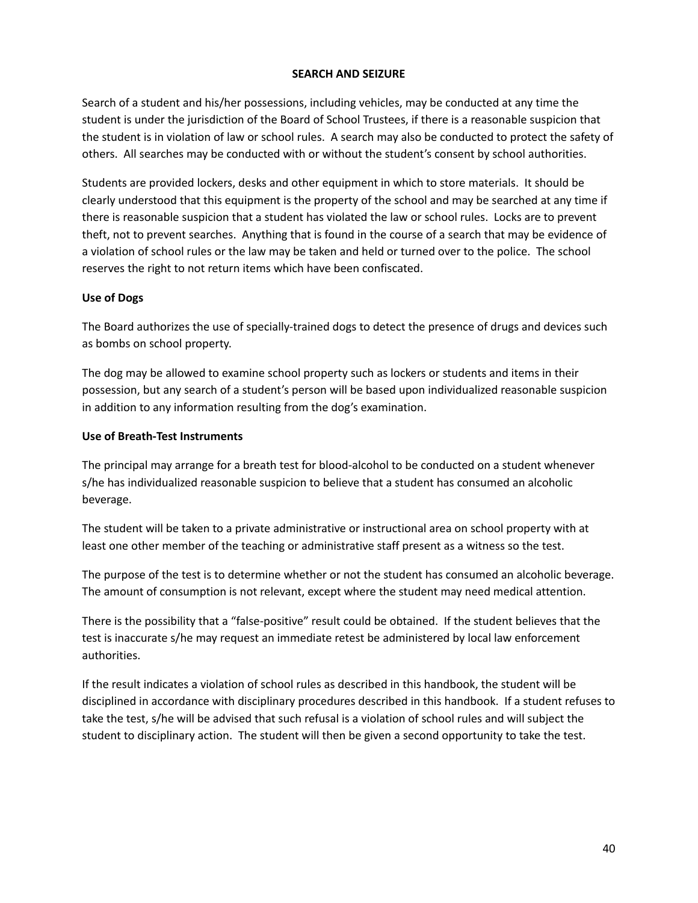## SEARCH AND SEIZURE

Search of a student and his/her possessions, including vehicles, may be conducted at any time the student is under the jurisdiction of the Board of School Trustees, if there is a reasonable suspicion that the student is in violation of law or school rules. A search may also be conducted to protect the safety of others. All searches may be conducted with or without the student's consent by school authorities.

Students are provided lockers, desks and other equipment in which to store materials. It should be clearly understood that this equipment is the property of the school and may be searched at any time if there is reasonable suspicion that a student has violated the law or school rules. Locks are to prevent theft, not to prevent searches. Anything that is found in the course of a search that may be evidence of a violation of school rules or the law may be taken and held or turned over to the police. The school reserves the right to not return items which have been confiscated.

### Use of Dogs

The Board authorizes the use of specially-trained dogs to detect the presence of drugs and devices such as bombs on school property.

The dog may be allowed to examine school property such as lockers or students and items in their possession, but any search of a student's person will be based upon individualized reasonable suspicion in addition to any information resulting from the dog's examination.

### Use of Breath-Test Instruments

The principal may arrange for a breath test for blood-alcohol to be conducted on a student whenever s/he has individualized reasonable suspicion to believe that a student has consumed an alcoholic beverage.

The student will be taken to a private administrative or instructional area on school property with at least one other member of the teaching or administrative staff present as a witness so the test.

The purpose of the test is to determine whether or not the student has consumed an alcoholic beverage. The amount of consumption is not relevant, except where the student may need medical attention.

There is the possibility that a "false-positive" result could be obtained. If the student believes that the test is inaccurate s/he may request an immediate retest be administered by local law enforcement authorities.

If the result indicates a violation of school rules as described in this handbook, the student will be disciplined in accordance with disciplinary procedures described in this handbook. If a student refuses to take the test, s/he will be advised that such refusal is a violation of school rules and will subject the student to disciplinary action. The student will then be given a second opportunity to take the test.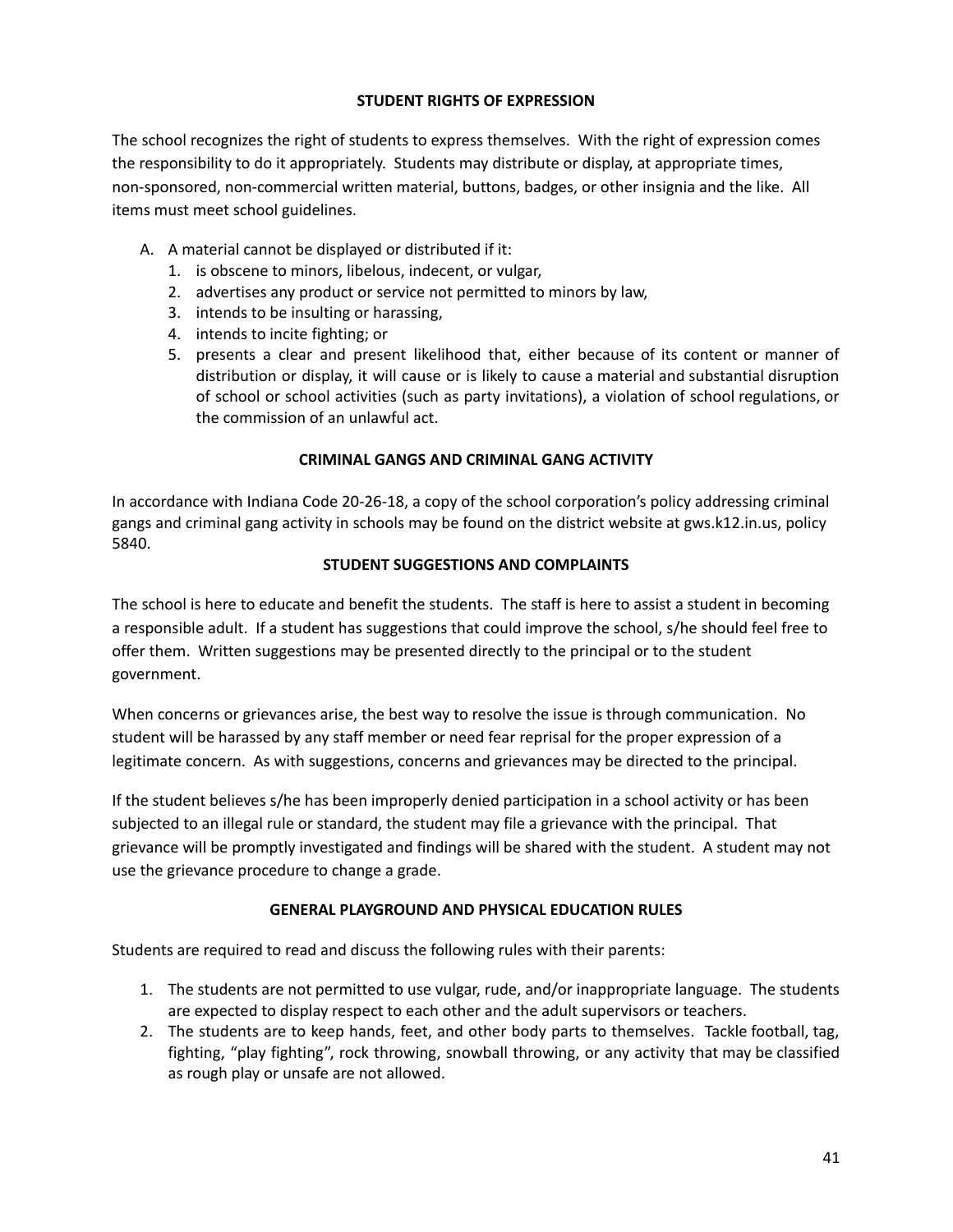## STUDENT RIGHTS OF EXPRESSION

The school recognizes the right of students to express themselves. With the right of expression comes the responsibility to do it appropriately. Students may distribute or display, at appropriate times, non-sponsored, non-commercial written material, buttons, badges, or other insignia and the like. All items must meet school guidelines.

A. A material cannot be displayed or distributed if it:
   1. is obscene to minors, libelous, indecent, or vulgar,
   2. advertises any product or service not permitted to minors by law,
   3. intends to be insulting or harassing,
   4. intends to incite fighting; or
   5. presents a clear and present likelihood that, either because of its content or manner of distribution or display, it will cause or is likely to cause a material and substantial disruption of school or school activities (such as party invitations), a violation of school regulations, or the commission of an unlawful act.

## CRIMINAL GANGS AND CRIMINAL GANG ACTIVITY

In accordance with Indiana Code 20-26-18, a copy of the school corporation's policy addressing criminal gangs and criminal gang activity in schools may be found on the district website at gws.k12.in.us, policy 5840.

## STUDENT SUGGESTIONS AND COMPLAINTS

The school is here to educate and benefit the students. The staff is here to assist a student in becoming a responsible adult. If a student has suggestions that could improve the school, s/he should feel free to offer them. Written suggestions may be presented directly to the principal or to the student government.

When concerns or grievances arise, the best way to resolve the issue is through communication. No student will be harassed by any staff member or need fear reprisal for the proper expression of a legitimate concern. As with suggestions, concerns and grievances may be directed to the principal.

If the student believes s/he has been improperly denied participation in a school activity or has been subjected to an illegal rule or standard, the student may file a grievance with the principal. That grievance will be promptly investigated and findings will be shared with the student. A student may not use the grievance procedure to change a grade.

## GENERAL PLAYGROUND AND PHYSICAL EDUCATION RULES

Students are required to read and discuss the following rules with their parents:

1. The students are not permitted to use vulgar, rude, and/or inappropriate language. The students are expected to display respect to each other and the adult supervisors or teachers.
2. The students are to keep hands, feet, and other body parts to themselves. Tackle football, tag, fighting, "play fighting", rock throwing, snowball throwing, or any activity that may be classified as rough play or unsafe are not allowed.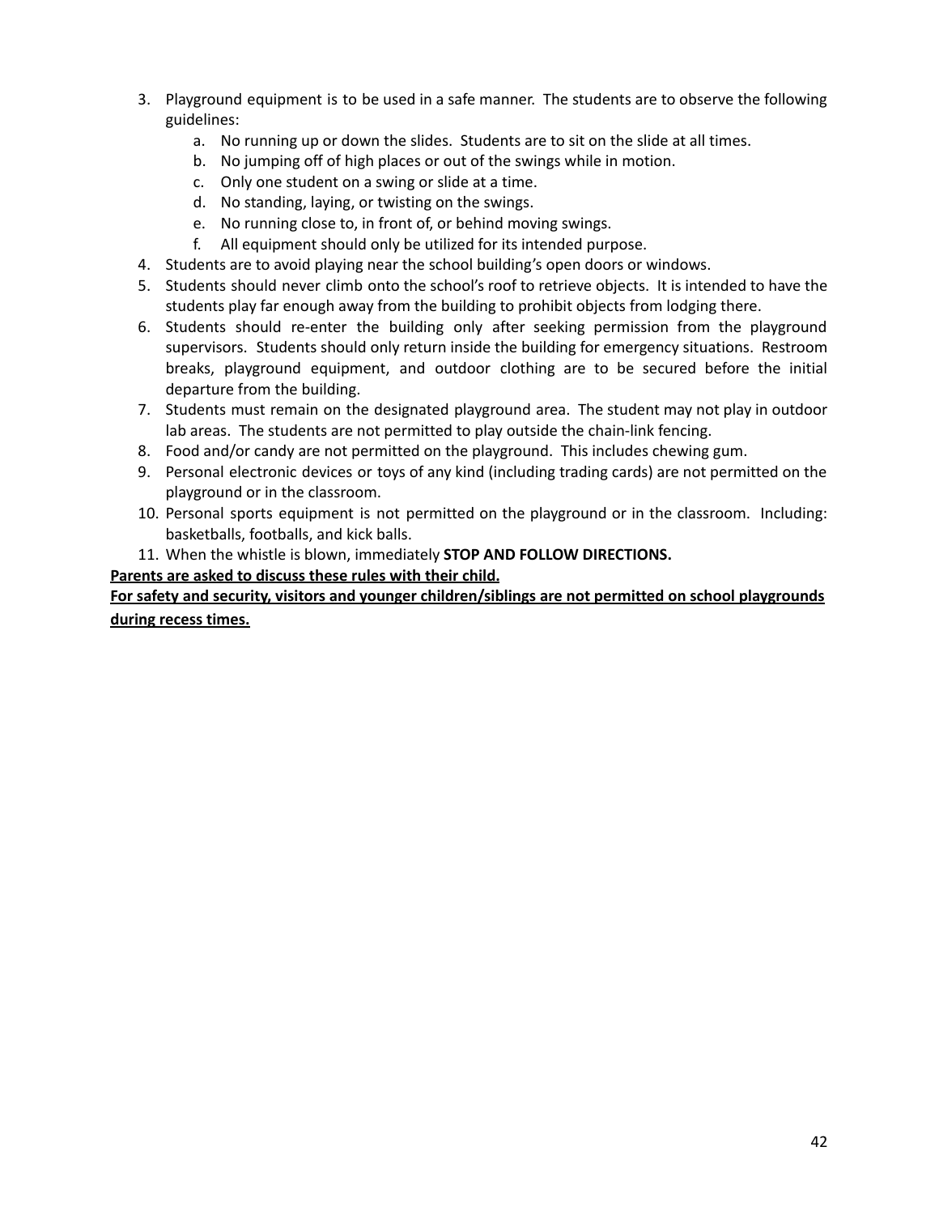3. Playground equipment is to be used in a safe manner. The students are to observe the following guidelines:
    a. No running up or down the slides. Students are to sit on the slide at all times.
    b. No jumping off of high places or out of the swings while in motion.
    c. Only one student on a swing or slide at a time.
    d. No standing, laying, or twisting on the swings.
    e. No running close to, in front of, or behind moving swings.
    f. All equipment should only be utilized for its intended purpose.
4. Students are to avoid playing near the school building's open doors or windows.
5. Students should never climb onto the school's roof to retrieve objects. It is intended to have the students play far enough away from the building to prohibit objects from lodging there.
6. Students should re-enter the building only after seeking permission from the playground supervisors. Students should only return inside the building for emergency situations. Restroom breaks, playground equipment, and outdoor clothing are to be secured before the initial departure from the building.
7. Students must remain on the designated playground area. The student may not play in outdoor lab areas. The students are not permitted to play outside the chain-link fencing.
8. Food and/or candy are not permitted on the playground. This includes chewing gum.
9. Personal electronic devices or toys of any kind (including trading cards) are not permitted on the playground or in the classroom.
10. Personal sports equipment is not permitted on the playground or in the classroom. Including: basketballs, footballs, and kick balls.
11. When the whistle is blown, immediately **STOP AND FOLLOW DIRECTIONS.**

**Parents are asked to discuss these rules with their child.**

**For safety and security, visitors and younger children/siblings are not permitted on school playgrounds during recess times.**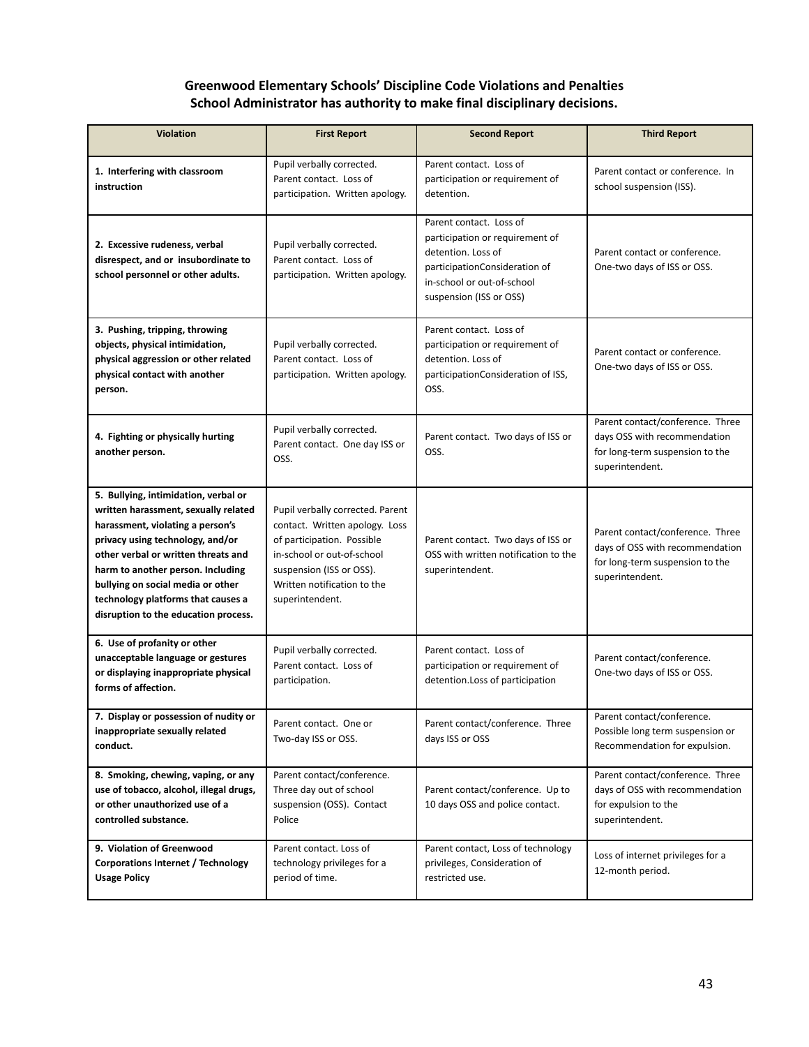**Greenwood Elementary Schools' Discipline Code Violations and Penalties**
**School Administrator has authority to make final disciplinary decisions.**

| Violation | First Report | Second Report | Third Report |
|---|---|---|---|
| **1. Interfering with classroom instruction** | Pupil verbally corrected. Parent contact. Loss of participation. Written apology. | Parent contact. Loss of participation or requirement of detention. | Parent contact or conference. In school suspension (ISS). |
| **2. Excessive rudeness, verbal disrespect, and or insubordinate to school personnel or other adults.** | Pupil verbally corrected. Parent contact. Loss of participation. Written apology. | Parent contact. Loss of participation or requirement of detention. Loss of participationConsideration of in-school or out-of-school suspension (ISS or OSS) | Parent contact or conference. One-two days of ISS or OSS. |
| **3. Pushing, tripping, throwing objects, physical intimidation, physical aggression or other related physical contact with another person.** | Pupil verbally corrected. Parent contact. Loss of participation. Written apology. | Parent contact. Loss of participation or requirement of detention. Loss of participationConsideration of ISS, OSS. | Parent contact or conference. One-two days of ISS or OSS. |
| **4. Fighting or physically hurting another person.** | Pupil verbally corrected. Parent contact. One day ISS or OSS. | Parent contact. Two days of ISS or OSS. | Parent contact/conference. Three days OSS with recommendation for long-term suspension to the superintendent. |
| **5. Bullying, intimidation, verbal or written harassment, sexually related harassment, violating a person's privacy using technology, and/or other verbal or written threats and harm to another person. Including bullying on social media or other technology platforms that causes a disruption to the education process.** | Pupil verbally corrected. Parent contact. Written apology. Loss of participation. Possible in-school or out-of-school suspension (ISS or OSS). Written notification to the superintendent. | Parent contact. Two days of ISS or OSS with written notification to the superintendent. | Parent contact/conference. Three days of OSS with recommendation for long-term suspension to the superintendent. |
| **6. Use of profanity or other unacceptable language or gestures or displaying inappropriate physical forms of affection.** | Pupil verbally corrected. Parent contact. Loss of participation. | Parent contact. Loss of participation or requirement of detention.Loss of participation | Parent contact/conference. One-two days of ISS or OSS. |
| **7. Display or possession of nudity or inappropriate sexually related conduct.** | Parent contact. One or Two-day ISS or OSS. | Parent contact/conference. Three days ISS or OSS | Parent contact/conference. Possible long term suspension or Recommendation for expulsion. |
| **8. Smoking, chewing, vaping, or any use of tobacco, alcohol, illegal drugs, or other unauthorized use of a controlled substance.** | Parent contact/conference. Three day out of school suspension (OSS). Contact Police | Parent contact/conference. Up to 10 days OSS and police contact. | Parent contact/conference. Three days of OSS with recommendation for expulsion to the superintendent. |
| **9. Violation of Greenwood Corporations Internet / Technology Usage Policy** | Parent contact. Loss of technology privileges for a period of time. | Parent contact, Loss of technology privileges, Consideration of restricted use. | Loss of internet privileges for a 12-month period. |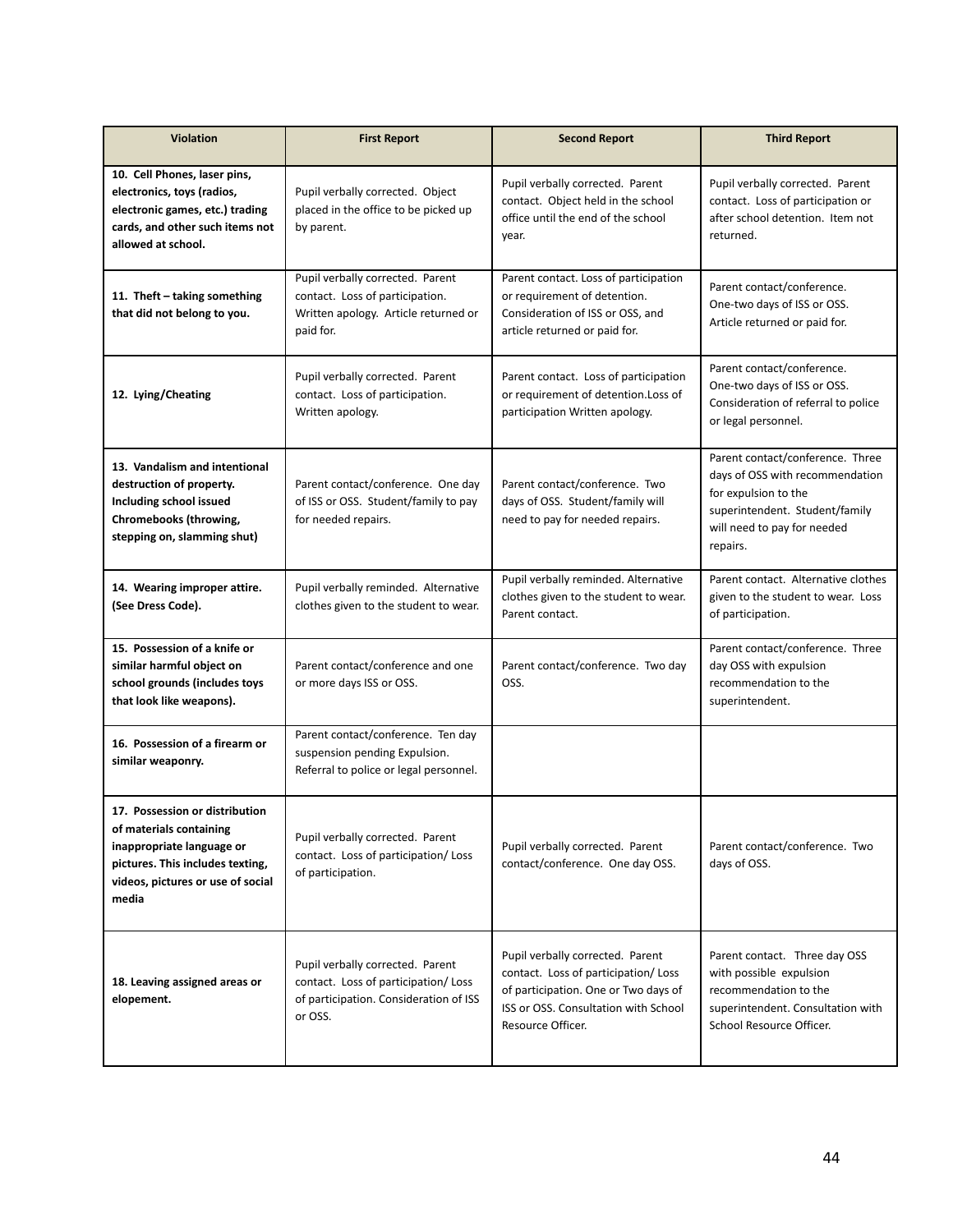| Violation | First Report | Second Report | Third Report |
| --- | --- | --- | --- |
| **10. Cell Phones, laser pins, electronics, toys (radios, electronic games, etc.) trading cards, and other such items not allowed at school.** | Pupil verbally corrected. Object placed in the office to be picked up by parent. | Pupil verbally corrected. Parent contact. Object held in the school office until the end of the school year. | Pupil verbally corrected. Parent contact. Loss of participation or after school detention. Item not returned. |
| **11. Theft – taking something that did not belong to you.** | Pupil verbally corrected. Parent contact. Loss of participation. Written apology. Article returned or paid for. | Parent contact. Loss of participation or requirement of detention. Consideration of ISS or OSS, and article returned or paid for. | Parent contact/conference. One-two days of ISS or OSS. Article returned or paid for. |
| **12. Lying/Cheating** | Pupil verbally corrected. Parent contact. Loss of participation. Written apology. | Parent contact. Loss of participation or requirement of detention.Loss of participation Written apology. | Parent contact/conference. One-two days of ISS or OSS. Consideration of referral to police or legal personnel. |
| **13. Vandalism and intentional destruction of property. Including school issued Chromebooks (throwing, stepping on, slamming shut)** | Parent contact/conference. One day of ISS or OSS. Student/family to pay for needed repairs. | Parent contact/conference. Two days of OSS. Student/family will need to pay for needed repairs. | Parent contact/conference. Three days of OSS with recommendation for expulsion to the superintendent. Student/family will need to pay for needed repairs. |
| **14. Wearing improper attire. (See Dress Code).** | Pupil verbally reminded. Alternative clothes given to the student to wear. | Pupil verbally reminded. Alternative clothes given to the student to wear. Parent contact. | Parent contact. Alternative clothes given to the student to wear. Loss of participation. |
| **15. Possession of a knife or similar harmful object on school grounds (includes toys that look like weapons).** | Parent contact/conference and one or more days ISS or OSS. | Parent contact/conference. Two day OSS. | Parent contact/conference. Three day OSS with expulsion recommendation to the superintendent. |
| **16. Possession of a firearm or similar weaponry.** | Parent contact/conference. Ten day suspension pending Expulsion. Referral to police or legal personnel. | | |
| **17. Possession or distribution of materials containing inappropriate language or pictures. This includes texting, videos, pictures or use of social media** | Pupil verbally corrected. Parent contact. Loss of participation/ Loss of participation. | Pupil verbally corrected. Parent contact/conference. One day OSS. | Parent contact/conference. Two days of OSS. |
| **18. Leaving assigned areas or elopement.** | Pupil verbally corrected. Parent contact. Loss of participation/ Loss of participation. Consideration of ISS or OSS. | Pupil verbally corrected. Parent contact. Loss of participation/ Loss of participation. One or Two days of ISS or OSS. Consultation with School Resource Officer. | Parent contact. Three day OSS with possible expulsion recommendation to the superintendent. Consultation with School Resource Officer. |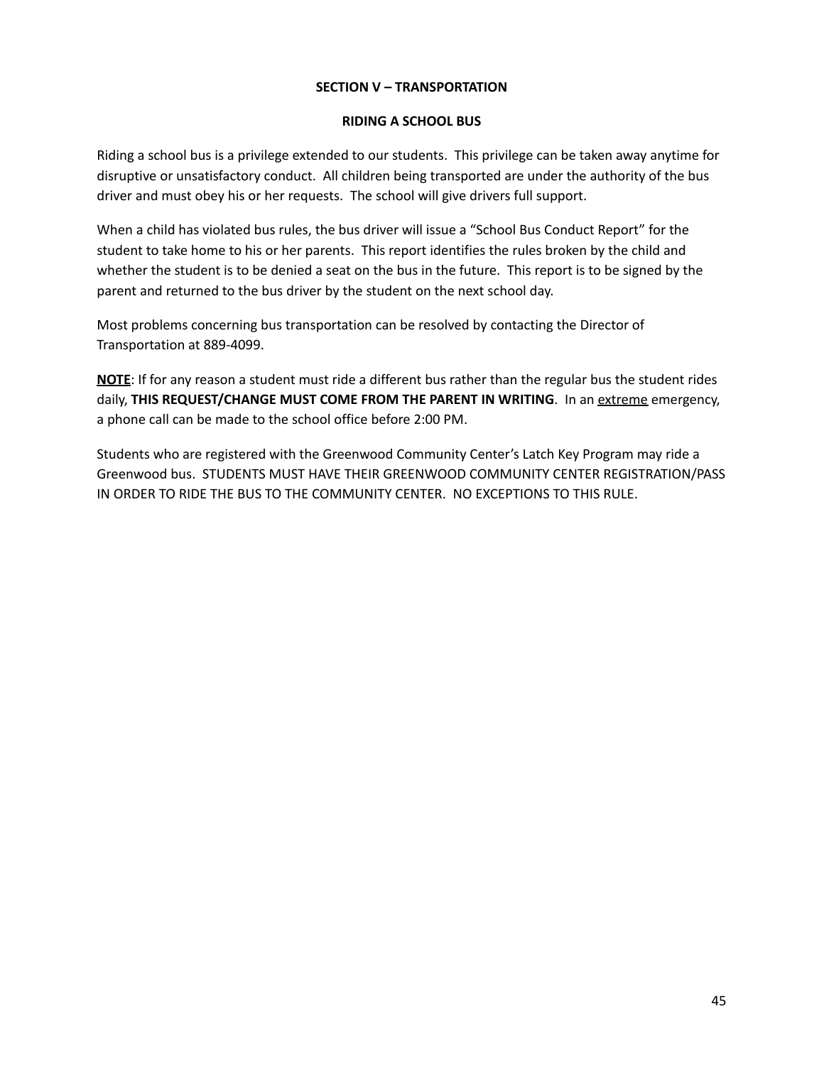## SECTION V – TRANSPORTATION

### RIDING A SCHOOL BUS

Riding a school bus is a privilege extended to our students. This privilege can be taken away anytime for disruptive or unsatisfactory conduct. All children being transported are under the authority of the bus driver and must obey his or her requests. The school will give drivers full support.

When a child has violated bus rules, the bus driver will issue a "School Bus Conduct Report" for the student to take home to his or her parents. This report identifies the rules broken by the child and whether the student is to be denied a seat on the bus in the future. This report is to be signed by the parent and returned to the bus driver by the student on the next school day.

Most problems concerning bus transportation can be resolved by contacting the Director of Transportation at 889-4099.

<u>**NOTE**</u>: If for any reason a student must ride a different bus rather than the regular bus the student rides daily, **THIS REQUEST/CHANGE MUST COME FROM THE PARENT IN WRITING**. In an <u>extreme</u> emergency, a phone call can be made to the school office before 2:00 PM.

Students who are registered with the Greenwood Community Center's Latch Key Program may ride a Greenwood bus. STUDENTS MUST HAVE THEIR GREENWOOD COMMUNITY CENTER REGISTRATION/PASS IN ORDER TO RIDE THE BUS TO THE COMMUNITY CENTER. NO EXCEPTIONS TO THIS RULE.